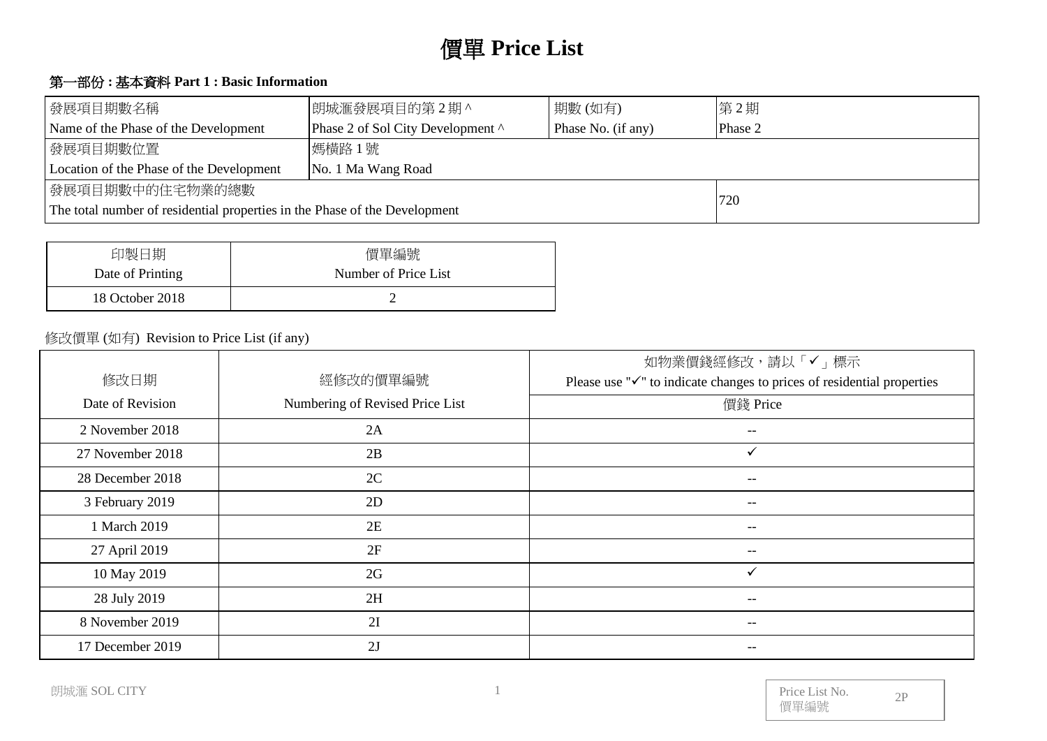# 價單 Price List

## 第一部份 : 基本資料 Part 1 : Basic Information

| 發展項目期數名稱<br>Name of the Phase of the Development | 朗城滙發展項目的第 2 期 ^<br>Phase 2 of Sol City Development ^ | 期數 (如有)<br>Phase No. (if any) | 第 2 期<br>Phase 2 |
|---|---|---|---|
| 發展項目期數位置<br>Location of the Phase of the Development | 媽橫路 1 號<br>No. 1 Ma Wang Road | | |
| 發展項目期數中的住宅物業的總數<br>The total number of residential properties in the Phase of the Development | | | 720 |

| 印製日期<br>Date of Printing | 價單編號<br>Number of Price List |
|---|---|
| 18 October 2018 | 2 |

修改價單 (如有) Revision to Price List (if any)

| 修改日期<br>Date of Revision | 經修改的價單編號<br>Numbering of Revised Price List | 如物業價錢經修改，請以「✓」標示<br>Please use "✓" to indicate changes to prices of residential properties<br>價錢 Price |
|---|---|---|
| 2 November 2018 | 2A | -- |
| 27 November 2018 | 2B | ✓ |
| 28 December 2018 | 2C | -- |
| 3 February 2019 | 2D | -- |
| 1 March 2019 | 2E | -- |
| 27 April 2019 | 2F | -- |
| 10 May 2019 | 2G | ✓ |
| 28 July 2019 | 2H | -- |
| 8 November 2019 | 2I | -- |
| 17 December 2019 | 2J | -- |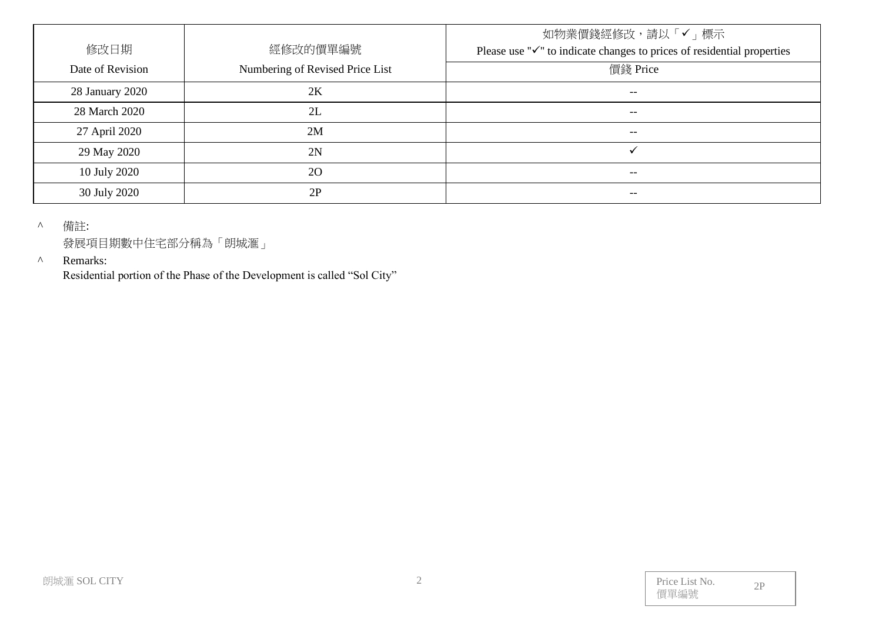| 修改日期<br>Date of Revision | 經修改的價單編號<br>Numbering of Revised Price List | 如物業價錢經修改，請以「✓」標示<br>Please use "✓" to indicate changes to prices of residential properties |
|---|---|---|
| | | 價錢 Price |
| 28 January 2020 | 2K | -- |
| 28 March 2020 | 2L | -- |
| 27 April 2020 | 2M | -- |
| 29 May 2020 | 2N | ✓ |
| 10 July 2020 | 2O | -- |
| 30 July 2020 | 2P | -- |

^ 備註:
發展項目期數中住宅部分稱為「朗城滙」

^ Remarks:
Residential portion of the Phase of the Development is called "Sol City"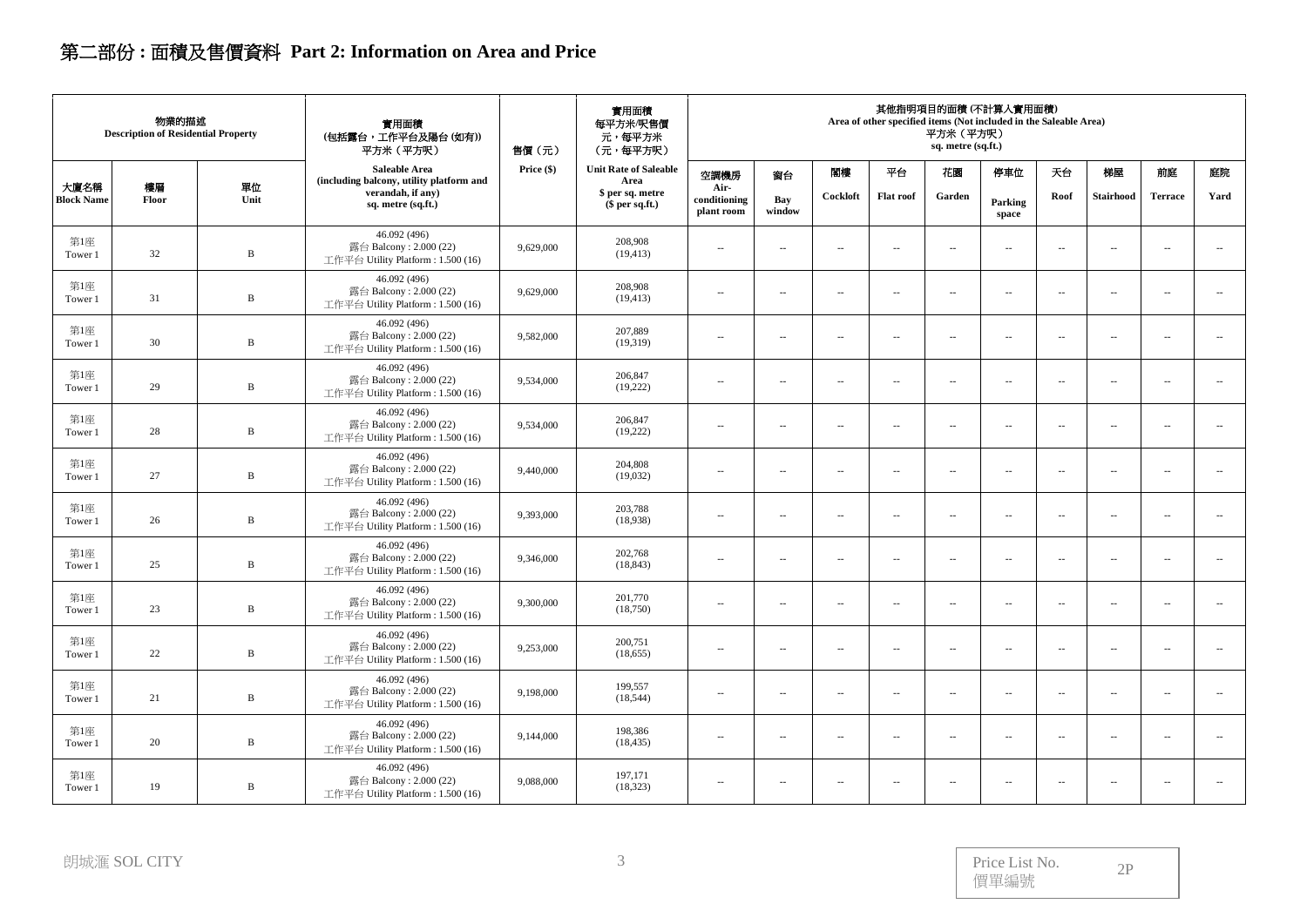# 第二部份 : 面積及售價資料 Part 2: Information on Area and Price

| 物業的描述 Description of Residential Property | | | 實用面積 (包括露台，工作平台及陽台 (如有)) 平方米（平方呎） Saleable Area (including balcony, utility platform and verandah, if any) sq. metre (sq.ft.) | 售價（元） Price ($) | 實用面積 每平方米/呎售價 元，每平方米 （元，每平方呎） Unit Rate of Saleable Area $ per sq. metre ($ per sq.ft.) | 其他指明項目的面積 (不計算入實用面積) Area of other specified items (Not included in the Saleable Area) 平方米（平方呎） sq. metre (sq.ft.) | | | | | | | | | |
|---|---|---|---|---|---|---|---|---|---|---|---|---|---|---|---|
| 大廈名稱 Block Name | 樓層 Floor | 單位 Unit | | | | 空調機房 Air-conditioning plant room | 窗台 Bay window | 閣樓 Cockloft | 平台 Flat roof | 花園 Garden | 停車位 Parking space | 天台 Roof | 梯屋 Stairhood | 前庭 Terrace | 庭院 Yard |
| 第1座 Tower 1 | 32 | B | 46.092 (496) 露台 Balcony : 2.000 (22) 工作平台 Utility Platform : 1.500 (16) | 9,629,000 | 208,908 (19,413) | -- | -- | -- | -- | -- | -- | -- | -- | -- | -- |
| 第1座 Tower 1 | 31 | B | 46.092 (496) 露台 Balcony : 2.000 (22) 工作平台 Utility Platform : 1.500 (16) | 9,629,000 | 208,908 (19,413) | -- | -- | -- | -- | -- | -- | -- | -- | -- | -- |
| 第1座 Tower 1 | 30 | B | 46.092 (496) 露台 Balcony : 2.000 (22) 工作平台 Utility Platform : 1.500 (16) | 9,582,000 | 207,889 (19,319) | -- | -- | -- | -- | -- | -- | -- | -- | -- | -- |
| 第1座 Tower 1 | 29 | B | 46.092 (496) 露台 Balcony : 2.000 (22) 工作平台 Utility Platform : 1.500 (16) | 9,534,000 | 206,847 (19,222) | -- | -- | -- | -- | -- | -- | -- | -- | -- | -- |
| 第1座 Tower 1 | 28 | B | 46.092 (496) 露台 Balcony : 2.000 (22) 工作平台 Utility Platform : 1.500 (16) | 9,534,000 | 206,847 (19,222) | -- | -- | -- | -- | -- | -- | -- | -- | -- | -- |
| 第1座 Tower 1 | 27 | B | 46.092 (496) 露台 Balcony : 2.000 (22) 工作平台 Utility Platform : 1.500 (16) | 9,440,000 | 204,808 (19,032) | -- | -- | -- | -- | -- | -- | -- | -- | -- | -- |
| 第1座 Tower 1 | 26 | B | 46.092 (496) 露台 Balcony : 2.000 (22) 工作平台 Utility Platform : 1.500 (16) | 9,393,000 | 203,788 (18,938) | -- | -- | -- | -- | -- | -- | -- | -- | -- | -- |
| 第1座 Tower 1 | 25 | B | 46.092 (496) 露台 Balcony : 2.000 (22) 工作平台 Utility Platform : 1.500 (16) | 9,346,000 | 202,768 (18,843) | -- | -- | -- | -- | -- | -- | -- | -- | -- | -- |
| 第1座 Tower 1 | 23 | B | 46.092 (496) 露台 Balcony : 2.000 (22) 工作平台 Utility Platform : 1.500 (16) | 9,300,000 | 201,770 (18,750) | -- | -- | -- | -- | -- | -- | -- | -- | -- | -- |
| 第1座 Tower 1 | 22 | B | 46.092 (496) 露台 Balcony : 2.000 (22) 工作平台 Utility Platform : 1.500 (16) | 9,253,000 | 200,751 (18,655) | -- | -- | -- | -- | -- | -- | -- | -- | -- | -- |
| 第1座 Tower 1 | 21 | B | 46.092 (496) 露台 Balcony : 2.000 (22) 工作平台 Utility Platform : 1.500 (16) | 9,198,000 | 199,557 (18,544) | -- | -- | -- | -- | -- | -- | -- | -- | -- | -- |
| 第1座 Tower 1 | 20 | B | 46.092 (496) 露台 Balcony : 2.000 (22) 工作平台 Utility Platform : 1.500 (16) | 9,144,000 | 198,386 (18,435) | -- | -- | -- | -- | -- | -- | -- | -- | -- | -- |
| 第1座 Tower 1 | 19 | B | 46.092 (496) 露台 Balcony : 2.000 (22) 工作平台 Utility Platform : 1.500 (16) | 9,088,000 | 197,171 (18,323) | -- | -- | -- | -- | -- | -- | -- | -- | -- | -- |

朗城滙 SOL CITY

Price List No. 價單編號 2P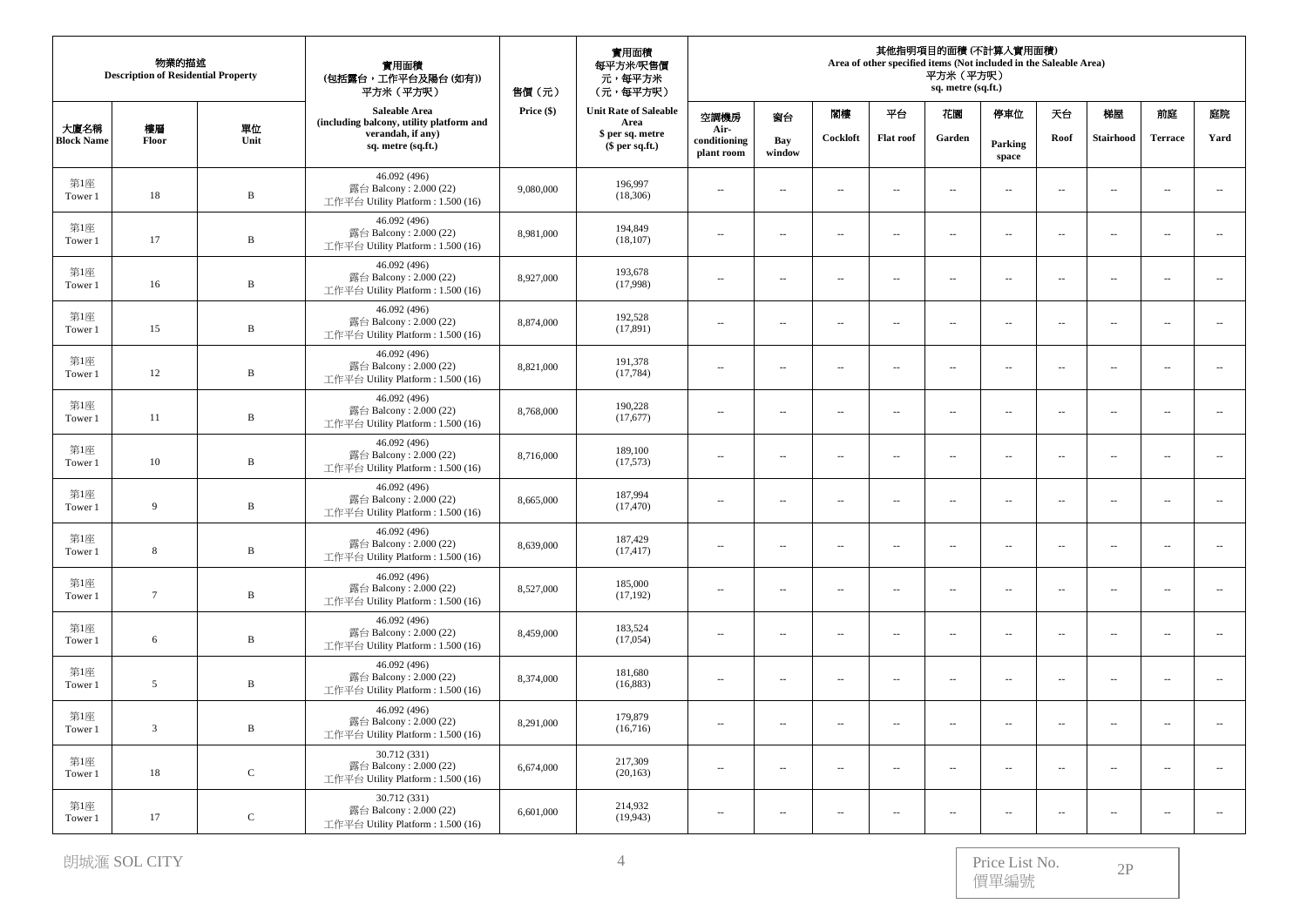| 物業的描述 Description of Residential Property | | | 實用面積 (包括露台，工作平台及陽台 (如有)) 平方米（平方呎） Saleable Area (including balcony, utility platform and verandah, if any) sq. metre (sq.ft.) | 售價（元） Price ($) | 實用面積 每平方米/呎售價 元，每平方米 (元，每平方呎) Unit Rate of Saleable Area $ per sq. metre ($ per sq.ft.) | 其他指明項目的面積 (不計算入實用面積) Area of other specified items (Not included in the Saleable Area) 平方米（平方呎） sq. metre (sq.ft.) | | | | | | | | | |
|---|---|---|---|---|---|---|---|---|---|---|---|---|---|---|---|
| 大廈名稱 Block Name | 樓層 Floor | 單位 Unit | | | | 空調機房 Air-conditioning plant room | 窗台 Bay window | 閣樓 Cockloft | 平台 Flat roof | 花園 Garden | 停車位 Parking space | 天台 Roof | 梯屋 Stairhood | 前庭 Terrace | 庭院 Yard |
| 第1座 Tower 1 | 18 | B | 46.092 (496) 露台 Balcony : 2.000 (22) 工作平台 Utility Platform : 1.500 (16) | 9,080,000 | 196,997 (18,306) | -- | -- | -- | -- | -- | -- | -- | -- | -- | -- |
| 第1座 Tower 1 | 17 | B | 46.092 (496) 露台 Balcony : 2.000 (22) 工作平台 Utility Platform : 1.500 (16) | 8,981,000 | 194,849 (18,107) | -- | -- | -- | -- | -- | -- | -- | -- | -- | -- |
| 第1座 Tower 1 | 16 | B | 46.092 (496) 露台 Balcony : 2.000 (22) 工作平台 Utility Platform : 1.500 (16) | 8,927,000 | 193,678 (17,998) | -- | -- | -- | -- | -- | -- | -- | -- | -- | -- |
| 第1座 Tower 1 | 15 | B | 46.092 (496) 露台 Balcony : 2.000 (22) 工作平台 Utility Platform : 1.500 (16) | 8,874,000 | 192,528 (17,891) | -- | -- | -- | -- | -- | -- | -- | -- | -- | -- |
| 第1座 Tower 1 | 12 | B | 46.092 (496) 露台 Balcony : 2.000 (22) 工作平台 Utility Platform : 1.500 (16) | 8,821,000 | 191,378 (17,784) | -- | -- | -- | -- | -- | -- | -- | -- | -- | -- |
| 第1座 Tower 1 | 11 | B | 46.092 (496) 露台 Balcony : 2.000 (22) 工作平台 Utility Platform : 1.500 (16) | 8,768,000 | 190,228 (17,677) | -- | -- | -- | -- | -- | -- | -- | -- | -- | -- |
| 第1座 Tower 1 | 10 | B | 46.092 (496) 露台 Balcony : 2.000 (22) 工作平台 Utility Platform : 1.500 (16) | 8,716,000 | 189,100 (17,573) | -- | -- | -- | -- | -- | -- | -- | -- | -- | -- |
| 第1座 Tower 1 | 9 | B | 46.092 (496) 露台 Balcony : 2.000 (22) 工作平台 Utility Platform : 1.500 (16) | 8,665,000 | 187,994 (17,470) | -- | -- | -- | -- | -- | -- | -- | -- | -- | -- |
| 第1座 Tower 1 | 8 | B | 46.092 (496) 露台 Balcony : 2.000 (22) 工作平台 Utility Platform : 1.500 (16) | 8,639,000 | 187,429 (17,417) | -- | -- | -- | -- | -- | -- | -- | -- | -- | -- |
| 第1座 Tower 1 | 7 | B | 46.092 (496) 露台 Balcony : 2.000 (22) 工作平台 Utility Platform : 1.500 (16) | 8,527,000 | 185,000 (17,192) | -- | -- | -- | -- | -- | -- | -- | -- | -- | -- |
| 第1座 Tower 1 | 6 | B | 46.092 (496) 露台 Balcony : 2.000 (22) 工作平台 Utility Platform : 1.500 (16) | 8,459,000 | 183,524 (17,054) | -- | -- | -- | -- | -- | -- | -- | -- | -- | -- |
| 第1座 Tower 1 | 5 | B | 46.092 (496) 露台 Balcony : 2.000 (22) 工作平台 Utility Platform : 1.500 (16) | 8,374,000 | 181,680 (16,883) | -- | -- | -- | -- | -- | -- | -- | -- | -- | -- |
| 第1座 Tower 1 | 3 | B | 46.092 (496) 露台 Balcony : 2.000 (22) 工作平台 Utility Platform : 1.500 (16) | 8,291,000 | 179,879 (16,716) | -- | -- | -- | -- | -- | -- | -- | -- | -- | -- |
| 第1座 Tower 1 | 18 | C | 30.712 (331) 露台 Balcony : 2.000 (22) 工作平台 Utility Platform : 1.500 (16) | 6,674,000 | 217,309 (20,163) | -- | -- | -- | -- | -- | -- | -- | -- | -- | -- |
| 第1座 Tower 1 | 17 | C | 30.712 (331) 露台 Balcony : 2.000 (22) 工作平台 Utility Platform : 1.500 (16) | 6,601,000 | 214,932 (19,943) | -- | -- | -- | -- | -- | -- | -- | -- | -- | -- |

朗城滙 SOL CITY

Price List No. 價單編號 2P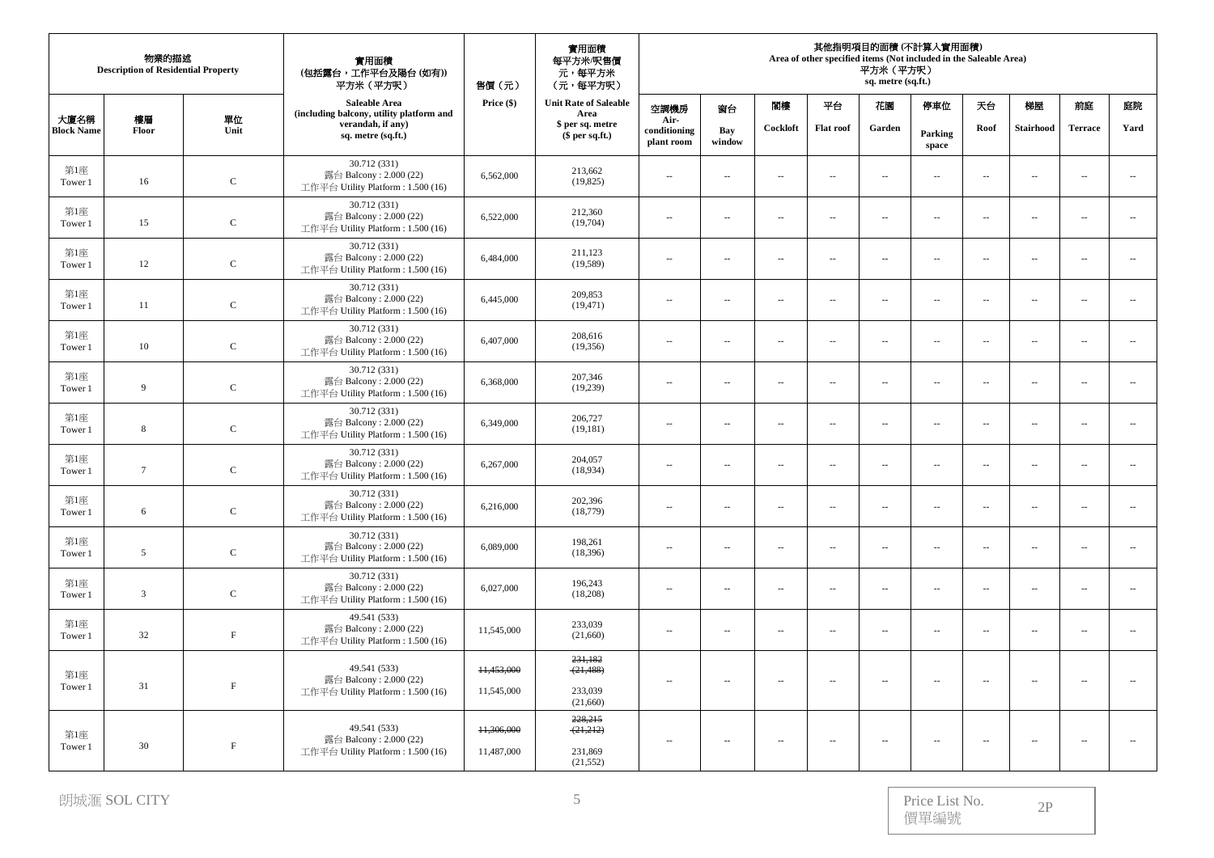| 物業的描述 Description of Residential Property | | | 實用面積 (包括露台，工作平台及陽台 (如有)) 平方米（平方呎） Saleable Area (including balcony, utility platform and verandah, if any) sq. metre (sq.ft.) | 售價（元） Price ($) | 實用面積 每平方米/呎售價 元，每平方米 （元，每平方呎） Unit Rate of Saleable Area $ per sq. metre ($ per sq.ft.) | 其他指明項目的面積 (不計算入實用面積) Area of other specified items (Not included in the Saleable Area) 平方米（平方呎） sq. metre (sq.ft.) | | | | | | | | | |
|---|---|---|---|---|---|---|---|---|---|---|---|---|---|---|---|
| 大廈名稱 Block Name | 樓層 Floor | 單位 Unit | | | | 空調機房 Air-conditioning plant room | 窗台 Bay window | 閣樓 Cockloft | 平台 Flat roof | 花園 Garden | 停車位 Parking space | 天台 Roof | 梯屋 Stairhood | 前庭 Terrace | 庭院 Yard |
| 第1座 Tower 1 | 16 | C | 30.712 (331) 露台 Balcony : 2.000 (22) 工作平台 Utility Platform : 1.500 (16) | 6,562,000 | 213,662 (19,825) | -- | -- | -- | -- | -- | -- | -- | -- | -- | -- |
| 第1座 Tower 1 | 15 | C | 30.712 (331) 露台 Balcony : 2.000 (22) 工作平台 Utility Platform : 1.500 (16) | 6,522,000 | 212,360 (19,704) | -- | -- | -- | -- | -- | -- | -- | -- | -- | -- |
| 第1座 Tower 1 | 12 | C | 30.712 (331) 露台 Balcony : 2.000 (22) 工作平台 Utility Platform : 1.500 (16) | 6,484,000 | 211,123 (19,589) | -- | -- | -- | -- | -- | -- | -- | -- | -- | -- |
| 第1座 Tower 1 | 11 | C | 30.712 (331) 露台 Balcony : 2.000 (22) 工作平台 Utility Platform : 1.500 (16) | 6,445,000 | 209,853 (19,471) | -- | -- | -- | -- | -- | -- | -- | -- | -- | -- |
| 第1座 Tower 1 | 10 | C | 30.712 (331) 露台 Balcony : 2.000 (22) 工作平台 Utility Platform : 1.500 (16) | 6,407,000 | 208,616 (19,356) | -- | -- | -- | -- | -- | -- | -- | -- | -- | -- |
| 第1座 Tower 1 | 9 | C | 30.712 (331) 露台 Balcony : 2.000 (22) 工作平台 Utility Platform : 1.500 (16) | 6,368,000 | 207,346 (19,239) | -- | -- | -- | -- | -- | -- | -- | -- | -- | -- |
| 第1座 Tower 1 | 8 | C | 30.712 (331) 露台 Balcony : 2.000 (22) 工作平台 Utility Platform : 1.500 (16) | 6,349,000 | 206,727 (19,181) | -- | -- | -- | -- | -- | -- | -- | -- | -- | -- |
| 第1座 Tower 1 | 7 | C | 30.712 (331) 露台 Balcony : 2.000 (22) 工作平台 Utility Platform : 1.500 (16) | 6,267,000 | 204,057 (18,934) | -- | -- | -- | -- | -- | -- | -- | -- | -- | -- |
| 第1座 Tower 1 | 6 | C | 30.712 (331) 露台 Balcony : 2.000 (22) 工作平台 Utility Platform : 1.500 (16) | 6,216,000 | 202,396 (18,779) | -- | -- | -- | -- | -- | -- | -- | -- | -- | -- |
| 第1座 Tower 1 | 5 | C | 30.712 (331) 露台 Balcony : 2.000 (22) 工作平台 Utility Platform : 1.500 (16) | 6,089,000 | 198,261 (18,396) | -- | -- | -- | -- | -- | -- | -- | -- | -- | -- |
| 第1座 Tower 1 | 3 | C | 30.712 (331) 露台 Balcony : 2.000 (22) 工作平台 Utility Platform : 1.500 (16) | 6,027,000 | 196,243 (18,208) | -- | -- | -- | -- | -- | -- | -- | -- | -- | -- |
| 第1座 Tower 1 | 32 | F | 49.541 (533) 露台 Balcony : 2.000 (22) 工作平台 Utility Platform : 1.500 (16) | 11,545,000 | 233,039 (21,660) | -- | -- | -- | -- | -- | -- | -- | -- | -- | -- |
| 第1座 Tower 1 | 31 | F | 49.541 (533) 露台 Balcony : 2.000 (22) 工作平台 Utility Platform : 1.500 (16) | ~~11,453,000~~ 11,545,000 | ~~231,182 (21,488)~~ 233,039 (21,660) | -- | -- | -- | -- | -- | -- | -- | -- | -- | -- |
| 第1座 Tower 1 | 30 | F | 49.541 (533) 露台 Balcony : 2.000 (22) 工作平台 Utility Platform : 1.500 (16) | ~~11,306,000~~ 11,487,000 | ~~228,215 (21,212)~~ 231,869 (21,552) | -- | -- | -- | -- | -- | -- | -- | -- | -- | -- |

朗城滙 SOL CITY

Price List No. 價單編號 2P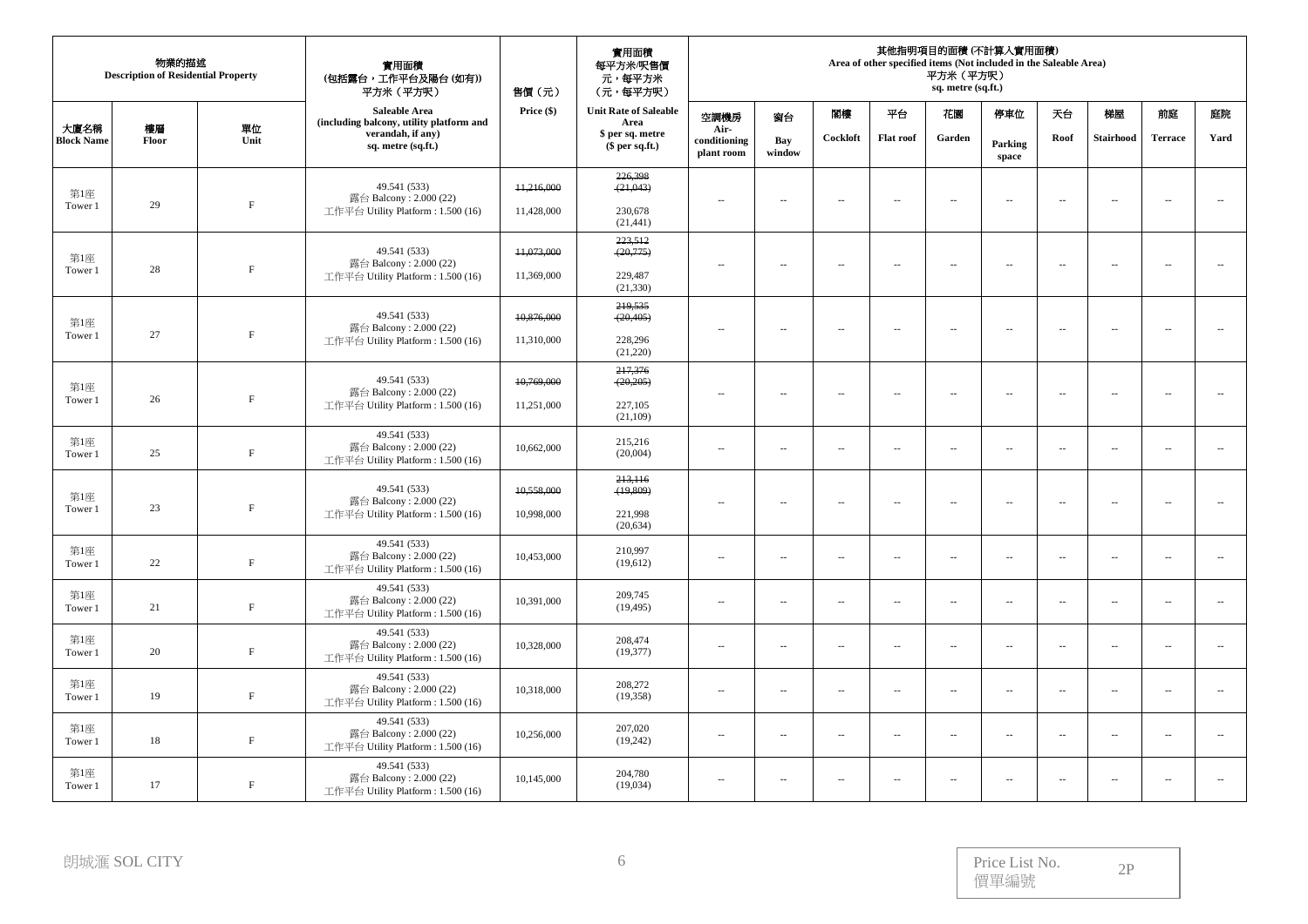| 物業的描述 Description of Residential Property | | | 實用面積 (包括露台，工作平台及陽台 (如有)) 平方米（平方呎） | 售價（元） | 實用面積 每平方米/呎售價 元，每平方米 （元，每平方呎） | 其他指明項目的面積 (不計算入實用面積) Area of other specified items (Not included in the Saleable Area) 平方米（平方呎） sq. metre (sq.ft.) | | | | | | | | | |
|---|---|---|---|---|---|---|---|---|---|---|---|---|---|---|---|
| 大廈名稱 Block Name | 樓層 Floor | 單位 Unit | Saleable Area (including balcony, utility platform and verandah, if any) sq. metre (sq.ft.) | Price ($) | Unit Rate of Saleable Area $ per sq. metre ($ per sq.ft.) | 空調機房 Air-conditioning plant room | 窗台 Bay window | 閣樓 Cockloft | 平台 Flat roof | 花園 Garden | 停車位 Parking space | 天台 Roof | 梯屋 Stairhood | 前庭 Terrace | 庭院 Yard |
| 第1座 Tower 1 | 29 | F | 49.541 (533) 露台 Balcony : 2.000 (22) 工作平台 Utility Platform : 1.500 (16) | ~~11,216,000~~ 11,428,000 | ~~226,398 (21,043)~~ 230,678 (21,441) | -- | -- | -- | -- | -- | -- | -- | -- | -- | -- |
| 第1座 Tower 1 | 28 | F | 49.541 (533) 露台 Balcony : 2.000 (22) 工作平台 Utility Platform : 1.500 (16) | ~~11,073,000~~ 11,369,000 | ~~223,512 (20,775)~~ 229,487 (21,330) | -- | -- | -- | -- | -- | -- | -- | -- | -- | -- |
| 第1座 Tower 1 | 27 | F | 49.541 (533) 露台 Balcony : 2.000 (22) 工作平台 Utility Platform : 1.500 (16) | ~~10,876,000~~ 11,310,000 | ~~219,535 (20,405)~~ 228,296 (21,220) | -- | -- | -- | -- | -- | -- | -- | -- | -- | -- |
| 第1座 Tower 1 | 26 | F | 49.541 (533) 露台 Balcony : 2.000 (22) 工作平台 Utility Platform : 1.500 (16) | ~~10,769,000~~ 11,251,000 | ~~217,376 (20,205)~~ 227,105 (21,109) | -- | -- | -- | -- | -- | -- | -- | -- | -- | -- |
| 第1座 Tower 1 | 25 | F | 49.541 (533) 露台 Balcony : 2.000 (22) 工作平台 Utility Platform : 1.500 (16) | 10,662,000 | 215,216 (20,004) | -- | -- | -- | -- | -- | -- | -- | -- | -- | -- |
| 第1座 Tower 1 | 23 | F | 49.541 (533) 露台 Balcony : 2.000 (22) 工作平台 Utility Platform : 1.500 (16) | ~~10,558,000~~ 10,998,000 | ~~213,116 (19,809)~~ 221,998 (20,634) | -- | -- | -- | -- | -- | -- | -- | -- | -- | -- |
| 第1座 Tower 1 | 22 | F | 49.541 (533) 露台 Balcony : 2.000 (22) 工作平台 Utility Platform : 1.500 (16) | 10,453,000 | 210,997 (19,612) | -- | -- | -- | -- | -- | -- | -- | -- | -- | -- |
| 第1座 Tower 1 | 21 | F | 49.541 (533) 露台 Balcony : 2.000 (22) 工作平台 Utility Platform : 1.500 (16) | 10,391,000 | 209,745 (19,495) | -- | -- | -- | -- | -- | -- | -- | -- | -- | -- |
| 第1座 Tower 1 | 20 | F | 49.541 (533) 露台 Balcony : 2.000 (22) 工作平台 Utility Platform : 1.500 (16) | 10,328,000 | 208,474 (19,377) | -- | -- | -- | -- | -- | -- | -- | -- | -- | -- |
| 第1座 Tower 1 | 19 | F | 49.541 (533) 露台 Balcony : 2.000 (22) 工作平台 Utility Platform : 1.500 (16) | 10,318,000 | 208,272 (19,358) | -- | -- | -- | -- | -- | -- | -- | -- | -- | -- |
| 第1座 Tower 1 | 18 | F | 49.541 (533) 露台 Balcony : 2.000 (22) 工作平台 Utility Platform : 1.500 (16) | 10,256,000 | 207,020 (19,242) | -- | -- | -- | -- | -- | -- | -- | -- | -- | -- |
| 第1座 Tower 1 | 17 | F | 49.541 (533) 露台 Balcony : 2.000 (22) 工作平台 Utility Platform : 1.500 (16) | 10,145,000 | 204,780 (19,034) | -- | -- | -- | -- | -- | -- | -- | -- | -- | -- |

朗城滙 SOL CITY

Price List No. 價單編號 2P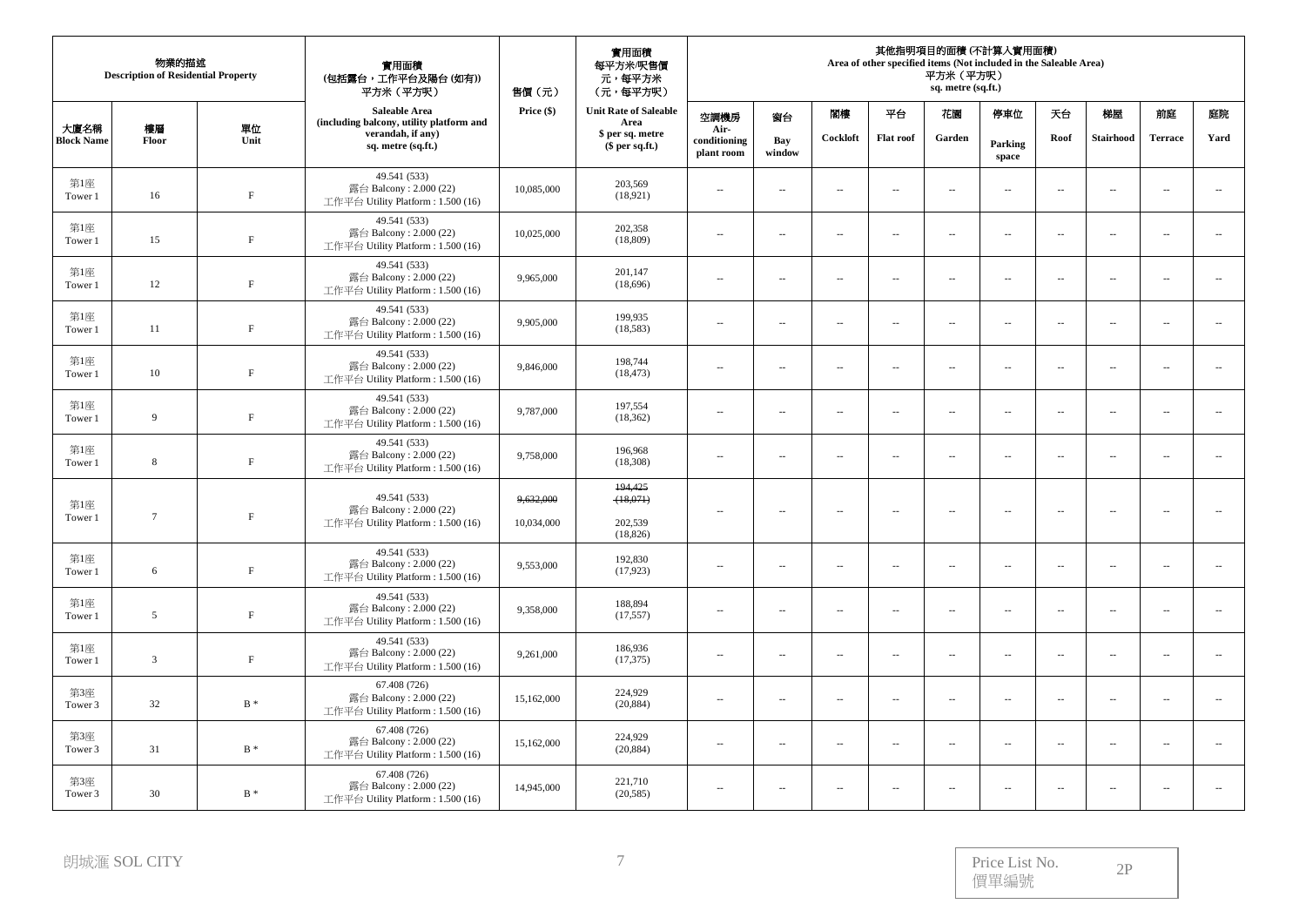| 物業的描述 Description of Residential Property | | | 實用面積 (包括露台，工作平台及陽台 (如有)) 平方米 (平方呎) Saleable Area (including balcony, utility platform and verandah, if any) sq. metre (sq.ft.) | 售價 (元) Price ($) | 實用面積 每平方米/呎售價 元，每平方米 (元，每平方呎) Unit Rate of Saleable Area $ per sq. metre ($ per sq.ft.) | 其他指明項目的面積 (不計算入實用面積) Area of other specified items (Not included in the Saleable Area) 平方米 (平方呎) sq. metre (sq.ft.) | | | | | | | | | |
|---|---|---|---|---|---|---|---|---|---|---|---|---|---|---|---|
| 大廈名稱 Block Name | 樓層 Floor | 單位 Unit | | | | 空調機房 Air-conditioning plant room | 窗台 Bay window | 閣樓 Cockloft | 平台 Flat roof | 花園 Garden | 停車位 Parking space | 天台 Roof | 梯屋 Stairhood | 前庭 Terrace | 庭院 Yard |
| 第1座 Tower 1 | 16 | F | 49.541 (533) 露台 Balcony : 2.000 (22) 工作平台 Utility Platform : 1.500 (16) | 10,085,000 | 203,569 (18,921) | -- | -- | -- | -- | -- | -- | -- | -- | -- | -- |
| 第1座 Tower 1 | 15 | F | 49.541 (533) 露台 Balcony : 2.000 (22) 工作平台 Utility Platform : 1.500 (16) | 10,025,000 | 202,358 (18,809) | -- | -- | -- | -- | -- | -- | -- | -- | -- | -- |
| 第1座 Tower 1 | 12 | F | 49.541 (533) 露台 Balcony : 2.000 (22) 工作平台 Utility Platform : 1.500 (16) | 9,965,000 | 201,147 (18,696) | -- | -- | -- | -- | -- | -- | -- | -- | -- | -- |
| 第1座 Tower 1 | 11 | F | 49.541 (533) 露台 Balcony : 2.000 (22) 工作平台 Utility Platform : 1.500 (16) | 9,905,000 | 199,935 (18,583) | -- | -- | -- | -- | -- | -- | -- | -- | -- | -- |
| 第1座 Tower 1 | 10 | F | 49.541 (533) 露台 Balcony : 2.000 (22) 工作平台 Utility Platform : 1.500 (16) | 9,846,000 | 198,744 (18,473) | -- | -- | -- | -- | -- | -- | -- | -- | -- | -- |
| 第1座 Tower 1 | 9 | F | 49.541 (533) 露台 Balcony : 2.000 (22) 工作平台 Utility Platform : 1.500 (16) | 9,787,000 | 197,554 (18,362) | -- | -- | -- | -- | -- | -- | -- | -- | -- | -- |
| 第1座 Tower 1 | 8 | F | 49.541 (533) 露台 Balcony : 2.000 (22) 工作平台 Utility Platform : 1.500 (16) | 9,758,000 | 196,968 (18,308) | -- | -- | -- | -- | -- | -- | -- | -- | -- | -- |
| 第1座 Tower 1 | 7 | F | 49.541 (533) 露台 Balcony : 2.000 (22) 工作平台 Utility Platform : 1.500 (16) | ~~9,632,000~~ 10,034,000 | ~~194,425 (18,071)~~ 202,539 (18,826) | -- | -- | -- | -- | -- | -- | -- | -- | -- | -- |
| 第1座 Tower 1 | 6 | F | 49.541 (533) 露台 Balcony : 2.000 (22) 工作平台 Utility Platform : 1.500 (16) | 9,553,000 | 192,830 (17,923) | -- | -- | -- | -- | -- | -- | -- | -- | -- | -- |
| 第1座 Tower 1 | 5 | F | 49.541 (533) 露台 Balcony : 2.000 (22) 工作平台 Utility Platform : 1.500 (16) | 9,358,000 | 188,894 (17,557) | -- | -- | -- | -- | -- | -- | -- | -- | -- | -- |
| 第1座 Tower 1 | 3 | F | 49.541 (533) 露台 Balcony : 2.000 (22) 工作平台 Utility Platform : 1.500 (16) | 9,261,000 | 186,936 (17,375) | -- | -- | -- | -- | -- | -- | -- | -- | -- | -- |
| 第3座 Tower 3 | 32 | B * | 67.408 (726) 露台 Balcony : 2.000 (22) 工作平台 Utility Platform : 1.500 (16) | 15,162,000 | 224,929 (20,884) | -- | -- | -- | -- | -- | -- | -- | -- | -- | -- |
| 第3座 Tower 3 | 31 | B * | 67.408 (726) 露台 Balcony : 2.000 (22) 工作平台 Utility Platform : 1.500 (16) | 15,162,000 | 224,929 (20,884) | -- | -- | -- | -- | -- | -- | -- | -- | -- | -- |
| 第3座 Tower 3 | 30 | B * | 67.408 (726) 露台 Balcony : 2.000 (22) 工作平台 Utility Platform : 1.500 (16) | 14,945,000 | 221,710 (20,585) | -- | -- | -- | -- | -- | -- | -- | -- | -- | -- |

朗城滙 SOL CITY

Price List No. 價單編號 2P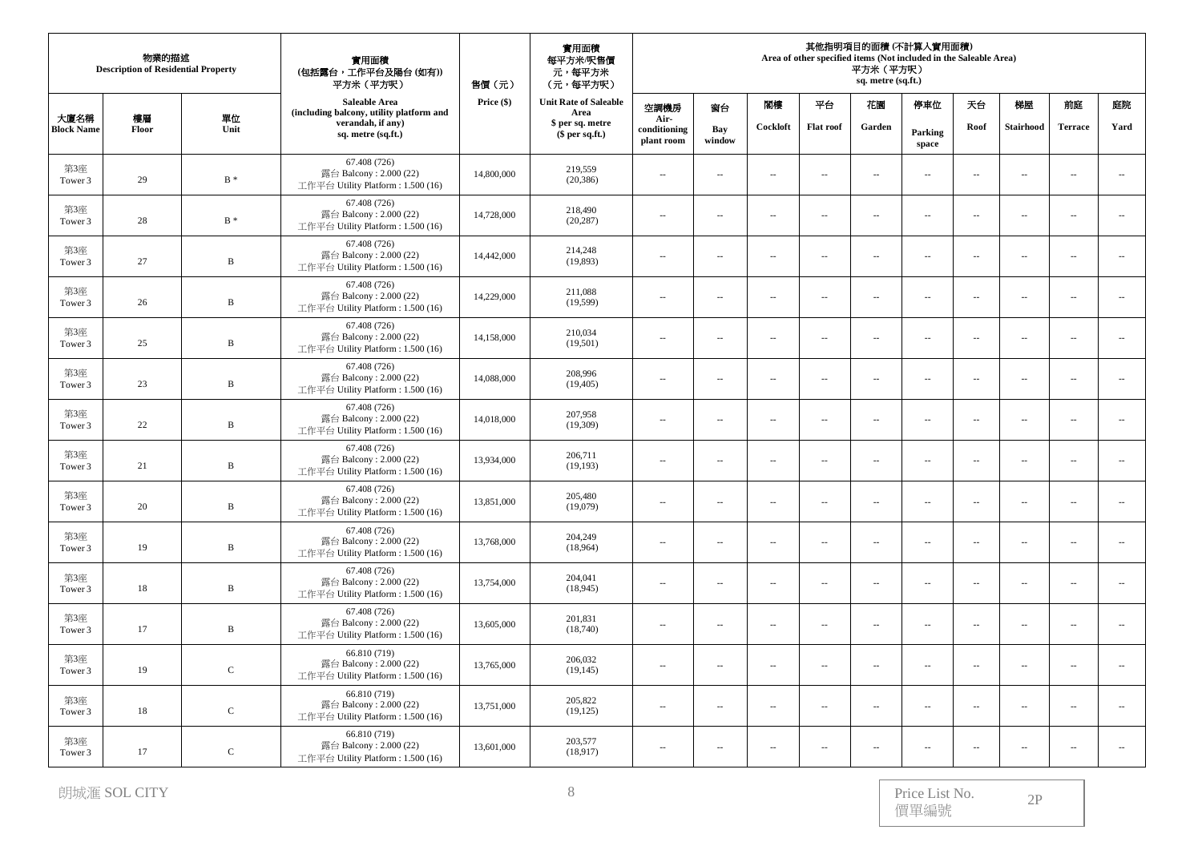| 物業的描述 Description of Residential Property | | | 實用面積 (包括露台，工作平台及陽台 (如有)) 平方米（平方呎） Saleable Area (including balcony, utility platform and verandah, if any) sq. metre (sq.ft.) | 售價（元） Price ($) | 實用面積 每平方米/呎售價 元，每平方米 （元，每平方呎） Unit Rate of Saleable Area $ per sq. metre ($ per sq.ft.) | 其他指明項目的面積 (不計算入實用面積) Area of other specified items (Not included in the Saleable Area) 平方米（平方呎） sq. metre (sq.ft.) | | | | | | | | | |
|---|---|---|---|---|---|---|---|---|---|---|---|---|---|---|---|
| 大廈名稱 Block Name | 樓層 Floor | 單位 Unit | | | | 空調機房 Air-conditioning plant room | 窗台 Bay window | 閣樓 Cockloft | 平台 Flat roof | 花園 Garden | 停車位 Parking space | 天台 Roof | 梯屋 Stairhood | 前庭 Terrace | 庭院 Yard |
| 第3座 Tower 3 | 29 | B * | 67.408 (726) 露台 Balcony : 2.000 (22) 工作平台 Utility Platform : 1.500 (16) | 14,800,000 | 219,559 (20,386) | -- | -- | -- | -- | -- | -- | -- | -- | -- | -- |
| 第3座 Tower 3 | 28 | B * | 67.408 (726) 露台 Balcony : 2.000 (22) 工作平台 Utility Platform : 1.500 (16) | 14,728,000 | 218,490 (20,287) | -- | -- | -- | -- | -- | -- | -- | -- | -- | -- |
| 第3座 Tower 3 | 27 | B | 67.408 (726) 露台 Balcony : 2.000 (22) 工作平台 Utility Platform : 1.500 (16) | 14,442,000 | 214,248 (19,893) | -- | -- | -- | -- | -- | -- | -- | -- | -- | -- |
| 第3座 Tower 3 | 26 | B | 67.408 (726) 露台 Balcony : 2.000 (22) 工作平台 Utility Platform : 1.500 (16) | 14,229,000 | 211,088 (19,599) | -- | -- | -- | -- | -- | -- | -- | -- | -- | -- |
| 第3座 Tower 3 | 25 | B | 67.408 (726) 露台 Balcony : 2.000 (22) 工作平台 Utility Platform : 1.500 (16) | 14,158,000 | 210,034 (19,501) | -- | -- | -- | -- | -- | -- | -- | -- | -- | -- |
| 第3座 Tower 3 | 23 | B | 67.408 (726) 露台 Balcony : 2.000 (22) 工作平台 Utility Platform : 1.500 (16) | 14,088,000 | 208,996 (19,405) | -- | -- | -- | -- | -- | -- | -- | -- | -- | -- |
| 第3座 Tower 3 | 22 | B | 67.408 (726) 露台 Balcony : 2.000 (22) 工作平台 Utility Platform : 1.500 (16) | 14,018,000 | 207,958 (19,309) | -- | -- | -- | -- | -- | -- | -- | -- | -- | -- |
| 第3座 Tower 3 | 21 | B | 67.408 (726) 露台 Balcony : 2.000 (22) 工作平台 Utility Platform : 1.500 (16) | 13,934,000 | 206,711 (19,193) | -- | -- | -- | -- | -- | -- | -- | -- | -- | -- |
| 第3座 Tower 3 | 20 | B | 67.408 (726) 露台 Balcony : 2.000 (22) 工作平台 Utility Platform : 1.500 (16) | 13,851,000 | 205,480 (19,079) | -- | -- | -- | -- | -- | -- | -- | -- | -- | -- |
| 第3座 Tower 3 | 19 | B | 67.408 (726) 露台 Balcony : 2.000 (22) 工作平台 Utility Platform : 1.500 (16) | 13,768,000 | 204,249 (18,964) | -- | -- | -- | -- | -- | -- | -- | -- | -- | -- |
| 第3座 Tower 3 | 18 | B | 67.408 (726) 露台 Balcony : 2.000 (22) 工作平台 Utility Platform : 1.500 (16) | 13,754,000 | 204,041 (18,945) | -- | -- | -- | -- | -- | -- | -- | -- | -- | -- |
| 第3座 Tower 3 | 17 | B | 67.408 (726) 露台 Balcony : 2.000 (22) 工作平台 Utility Platform : 1.500 (16) | 13,605,000 | 201,831 (18,740) | -- | -- | -- | -- | -- | -- | -- | -- | -- | -- |
| 第3座 Tower 3 | 19 | C | 66.810 (719) 露台 Balcony : 2.000 (22) 工作平台 Utility Platform : 1.500 (16) | 13,765,000 | 206,032 (19,145) | -- | -- | -- | -- | -- | -- | -- | -- | -- | -- |
| 第3座 Tower 3 | 18 | C | 66.810 (719) 露台 Balcony : 2.000 (22) 工作平台 Utility Platform : 1.500 (16) | 13,751,000 | 205,822 (19,125) | -- | -- | -- | -- | -- | -- | -- | -- | -- | -- |
| 第3座 Tower 3 | 17 | C | 66.810 (719) 露台 Balcony : 2.000 (22) 工作平台 Utility Platform : 1.500 (16) | 13,601,000 | 203,577 (18,917) | -- | -- | -- | -- | -- | -- | -- | -- | -- | -- |

朗城滙 SOL CITY

Price List No. 價單編號 2P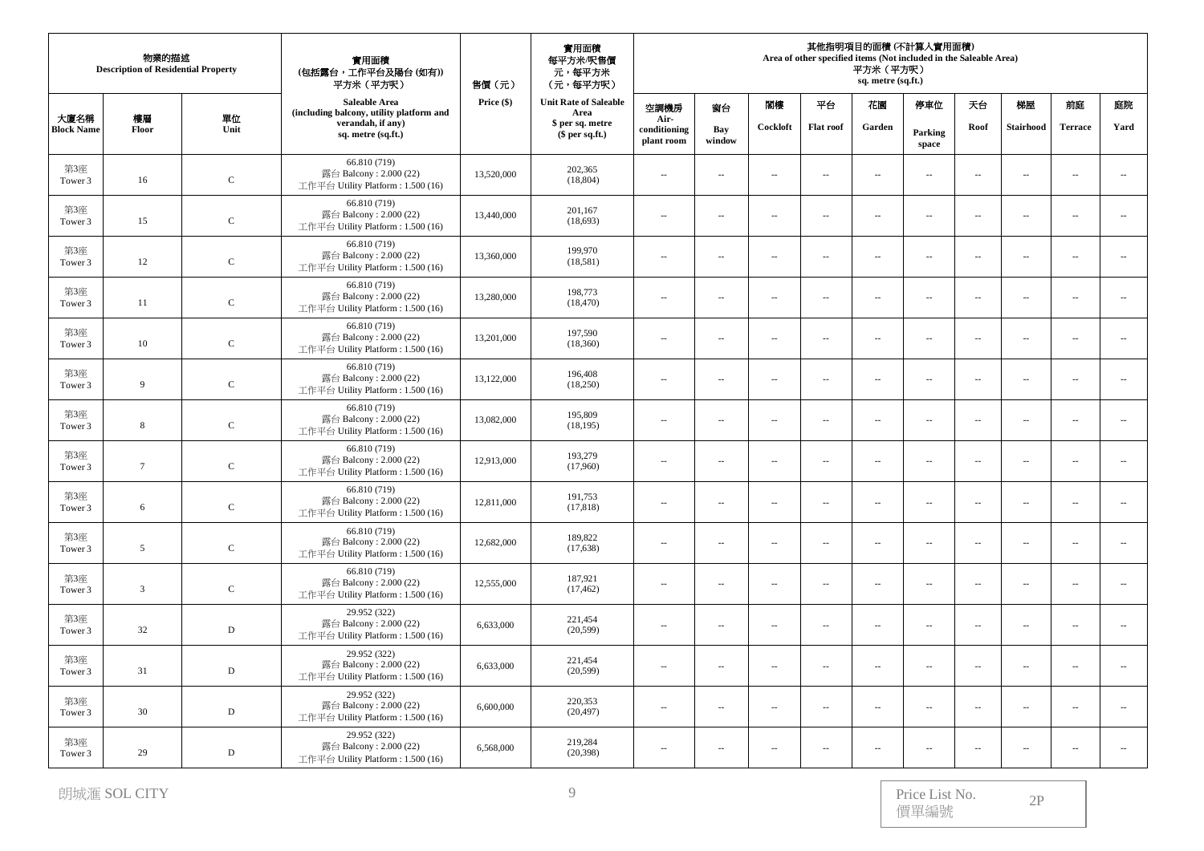| 物業的描述 Description of Residential Property | | | 實用面積 (包括露台，工作平台及陽台 (如有)) 平方米（平方呎） Saleable Area (including balcony, utility platform and verandah, if any) sq. metre (sq.ft.) | 售價（元） Price ($) | 實用面積 每平方米/呎售價 元，每平方米 (元，每平方呎) Unit Rate of Saleable Area $ per sq. metre ($ per sq.ft.) | 其他指明項目的面積 (不計算入實用面積) Area of other specified items (Not included in the Saleable Area) 平方米（平方呎） sq. metre (sq.ft.) | | | | | | | | | |
|---|---|---|---|---|---|---|---|---|---|---|---|---|---|---|---|
| 大廈名稱 Block Name | 樓層 Floor | 單位 Unit | | | | 空調機房 Air-conditioning plant room | 窗台 Bay window | 閣樓 Cockloft | 平台 Flat roof | 花園 Garden | 停車位 Parking space | 天台 Roof | 梯屋 Stairhood | 前庭 Terrace | 庭院 Yard |
| 第3座 Tower 3 | 16 | C | 66.810 (719) 露台 Balcony : 2.000 (22) 工作平台 Utility Platform : 1.500 (16) | 13,520,000 | 202,365 (18,804) | -- | -- | -- | -- | -- | -- | -- | -- | -- | -- |
| 第3座 Tower 3 | 15 | C | 66.810 (719) 露台 Balcony : 2.000 (22) 工作平台 Utility Platform : 1.500 (16) | 13,440,000 | 201,167 (18,693) | -- | -- | -- | -- | -- | -- | -- | -- | -- | -- |
| 第3座 Tower 3 | 12 | C | 66.810 (719) 露台 Balcony : 2.000 (22) 工作平台 Utility Platform : 1.500 (16) | 13,360,000 | 199,970 (18,581) | -- | -- | -- | -- | -- | -- | -- | -- | -- | -- |
| 第3座 Tower 3 | 11 | C | 66.810 (719) 露台 Balcony : 2.000 (22) 工作平台 Utility Platform : 1.500 (16) | 13,280,000 | 198,773 (18,470) | -- | -- | -- | -- | -- | -- | -- | -- | -- | -- |
| 第3座 Tower 3 | 10 | C | 66.810 (719) 露台 Balcony : 2.000 (22) 工作平台 Utility Platform : 1.500 (16) | 13,201,000 | 197,590 (18,360) | -- | -- | -- | -- | -- | -- | -- | -- | -- | -- |
| 第3座 Tower 3 | 9 | C | 66.810 (719) 露台 Balcony : 2.000 (22) 工作平台 Utility Platform : 1.500 (16) | 13,122,000 | 196,408 (18,250) | -- | -- | -- | -- | -- | -- | -- | -- | -- | -- |
| 第3座 Tower 3 | 8 | C | 66.810 (719) 露台 Balcony : 2.000 (22) 工作平台 Utility Platform : 1.500 (16) | 13,082,000 | 195,809 (18,195) | -- | -- | -- | -- | -- | -- | -- | -- | -- | -- |
| 第3座 Tower 3 | 7 | C | 66.810 (719) 露台 Balcony : 2.000 (22) 工作平台 Utility Platform : 1.500 (16) | 12,913,000 | 193,279 (17,960) | -- | -- | -- | -- | -- | -- | -- | -- | -- | -- |
| 第3座 Tower 3 | 6 | C | 66.810 (719) 露台 Balcony : 2.000 (22) 工作平台 Utility Platform : 1.500 (16) | 12,811,000 | 191,753 (17,818) | -- | -- | -- | -- | -- | -- | -- | -- | -- | -- |
| 第3座 Tower 3 | 5 | C | 66.810 (719) 露台 Balcony : 2.000 (22) 工作平台 Utility Platform : 1.500 (16) | 12,682,000 | 189,822 (17,638) | -- | -- | -- | -- | -- | -- | -- | -- | -- | -- |
| 第3座 Tower 3 | 3 | C | 66.810 (719) 露台 Balcony : 2.000 (22) 工作平台 Utility Platform : 1.500 (16) | 12,555,000 | 187,921 (17,462) | -- | -- | -- | -- | -- | -- | -- | -- | -- | -- |
| 第3座 Tower 3 | 32 | D | 29.952 (322) 露台 Balcony : 2.000 (22) 工作平台 Utility Platform : 1.500 (16) | 6,633,000 | 221,454 (20,599) | -- | -- | -- | -- | -- | -- | -- | -- | -- | -- |
| 第3座 Tower 3 | 31 | D | 29.952 (322) 露台 Balcony : 2.000 (22) 工作平台 Utility Platform : 1.500 (16) | 6,633,000 | 221,454 (20,599) | -- | -- | -- | -- | -- | -- | -- | -- | -- | -- |
| 第3座 Tower 3 | 30 | D | 29.952 (322) 露台 Balcony : 2.000 (22) 工作平台 Utility Platform : 1.500 (16) | 6,600,000 | 220,353 (20,497) | -- | -- | -- | -- | -- | -- | -- | -- | -- | -- |
| 第3座 Tower 3 | 29 | D | 29.952 (322) 露台 Balcony : 2.000 (22) 工作平台 Utility Platform : 1.500 (16) | 6,568,000 | 219,284 (20,398) | -- | -- | -- | -- | -- | -- | -- | -- | -- | -- |

朗城滙 SOL CITY

Price List No. 價單編號 2P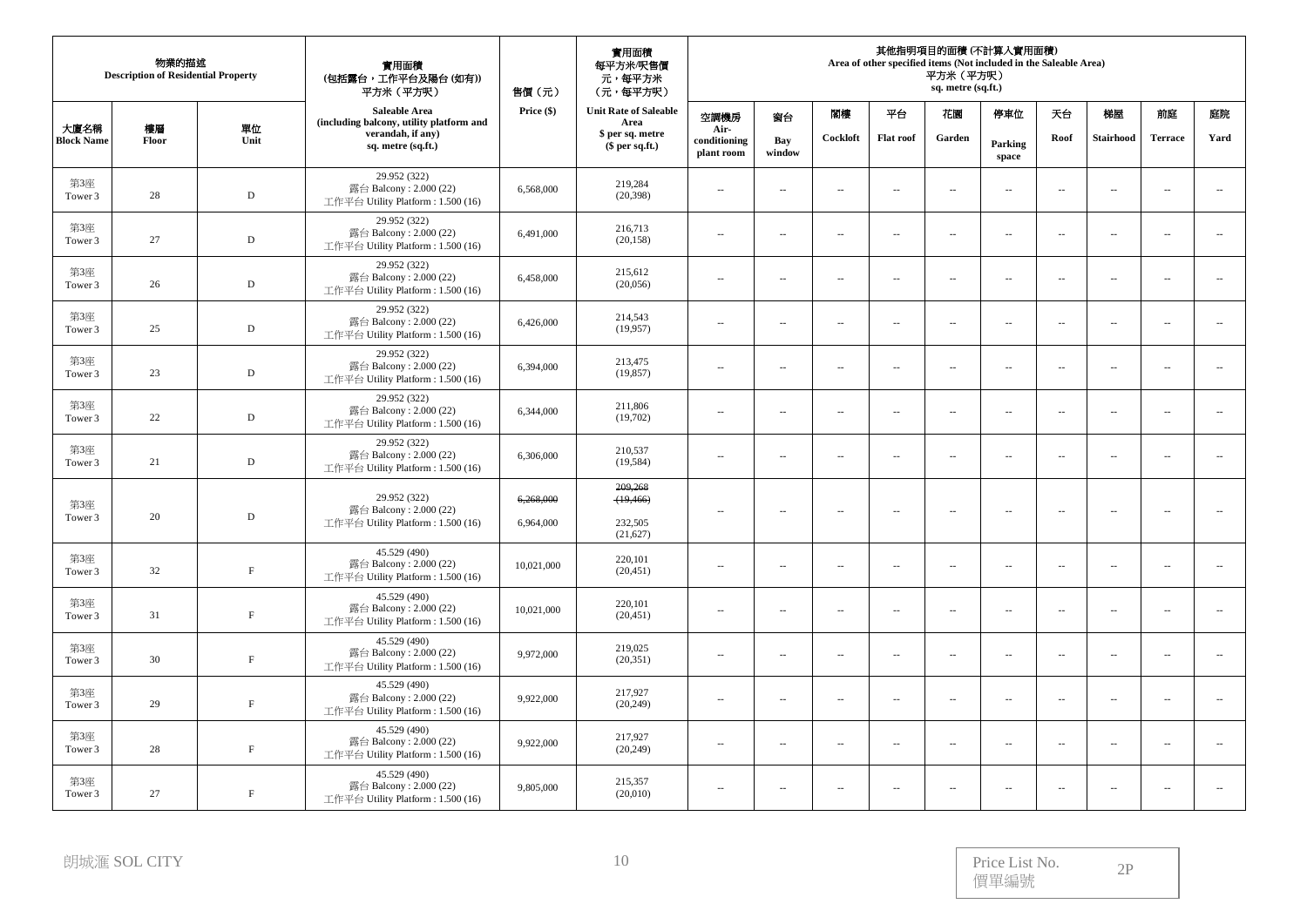| 物業的描述 Description of Residential Property | | | 實用面積 (包括露台，工作平台及陽台 (如有)) 平方米（平方呎） Saleable Area (including balcony, utility platform and verandah, if any) sq. metre (sq.ft.) | 售價（元） Price ($) | 實用面積 每平方米/呎售價 元，每平方米 (元，每平方呎) Unit Rate of Saleable Area $ per sq. metre ($ per sq.ft.) | 其他指明項目的面積 (不計算入實用面積) Area of other specified items (Not included in the Saleable Area) 平方米（平方呎） sq. metre (sq.ft.) | | | | | | | | | |
|---|---|---|---|---|---|---|---|---|---|---|---|---|---|---|---|
| 大廈名稱 Block Name | 樓層 Floor | 單位 Unit | | | | 空調機房 Air-conditioning plant room | 窗台 Bay window | 閣樓 Cockloft | 平台 Flat roof | 花園 Garden | 停車位 Parking space | 天台 Roof | 梯屋 Stairhood | 前庭 Terrace | 庭院 Yard |
| 第3座 Tower 3 | 28 | D | 29.952 (322) 露台 Balcony : 2.000 (22) 工作平台 Utility Platform : 1.500 (16) | 6,568,000 | 219,284 (20,398) | -- | -- | -- | -- | -- | -- | -- | -- | -- | -- |
| 第3座 Tower 3 | 27 | D | 29.952 (322) 露台 Balcony : 2.000 (22) 工作平台 Utility Platform : 1.500 (16) | 6,491,000 | 216,713 (20,158) | -- | -- | -- | -- | -- | -- | -- | -- | -- | -- |
| 第3座 Tower 3 | 26 | D | 29.952 (322) 露台 Balcony : 2.000 (22) 工作平台 Utility Platform : 1.500 (16) | 6,458,000 | 215,612 (20,056) | -- | -- | -- | -- | -- | -- | -- | -- | -- | -- |
| 第3座 Tower 3 | 25 | D | 29.952 (322) 露台 Balcony : 2.000 (22) 工作平台 Utility Platform : 1.500 (16) | 6,426,000 | 214,543 (19,957) | -- | -- | -- | -- | -- | -- | -- | -- | -- | -- |
| 第3座 Tower 3 | 23 | D | 29.952 (322) 露台 Balcony : 2.000 (22) 工作平台 Utility Platform : 1.500 (16) | 6,394,000 | 213,475 (19,857) | -- | -- | -- | -- | -- | -- | -- | -- | -- | -- |
| 第3座 Tower 3 | 22 | D | 29.952 (322) 露台 Balcony : 2.000 (22) 工作平台 Utility Platform : 1.500 (16) | 6,344,000 | 211,806 (19,702) | -- | -- | -- | -- | -- | -- | -- | -- | -- | -- |
| 第3座 Tower 3 | 21 | D | 29.952 (322) 露台 Balcony : 2.000 (22) 工作平台 Utility Platform : 1.500 (16) | 6,306,000 | 210,537 (19,584) | -- | -- | -- | -- | -- | -- | -- | -- | -- | -- |
| 第3座 Tower 3 | 20 | D | 29.952 (322) 露台 Balcony : 2.000 (22) 工作平台 Utility Platform : 1.500 (16) | ~~6,268,000~~ 6,964,000 | ~~209,268 (19,466)~~ 232,505 (21,627) | -- | -- | -- | -- | -- | -- | -- | -- | -- | -- |
| 第3座 Tower 3 | 32 | F | 45.529 (490) 露台 Balcony : 2.000 (22) 工作平台 Utility Platform : 1.500 (16) | 10,021,000 | 220,101 (20,451) | -- | -- | -- | -- | -- | -- | -- | -- | -- | -- |
| 第3座 Tower 3 | 31 | F | 45.529 (490) 露台 Balcony : 2.000 (22) 工作平台 Utility Platform : 1.500 (16) | 10,021,000 | 220,101 (20,451) | -- | -- | -- | -- | -- | -- | -- | -- | -- | -- |
| 第3座 Tower 3 | 30 | F | 45.529 (490) 露台 Balcony : 2.000 (22) 工作平台 Utility Platform : 1.500 (16) | 9,972,000 | 219,025 (20,351) | -- | -- | -- | -- | -- | -- | -- | -- | -- | -- |
| 第3座 Tower 3 | 29 | F | 45.529 (490) 露台 Balcony : 2.000 (22) 工作平台 Utility Platform : 1.500 (16) | 9,922,000 | 217,927 (20,249) | -- | -- | -- | -- | -- | -- | -- | -- | -- | -- |
| 第3座 Tower 3 | 28 | F | 45.529 (490) 露台 Balcony : 2.000 (22) 工作平台 Utility Platform : 1.500 (16) | 9,922,000 | 217,927 (20,249) | -- | -- | -- | -- | -- | -- | -- | -- | -- | -- |
| 第3座 Tower 3 | 27 | F | 45.529 (490) 露台 Balcony : 2.000 (22) 工作平台 Utility Platform : 1.500 (16) | 9,805,000 | 215,357 (20,010) | -- | -- | -- | -- | -- | -- | -- | -- | -- | -- |

朗城滙 SOL CITY

Price List No. 價單編號 2P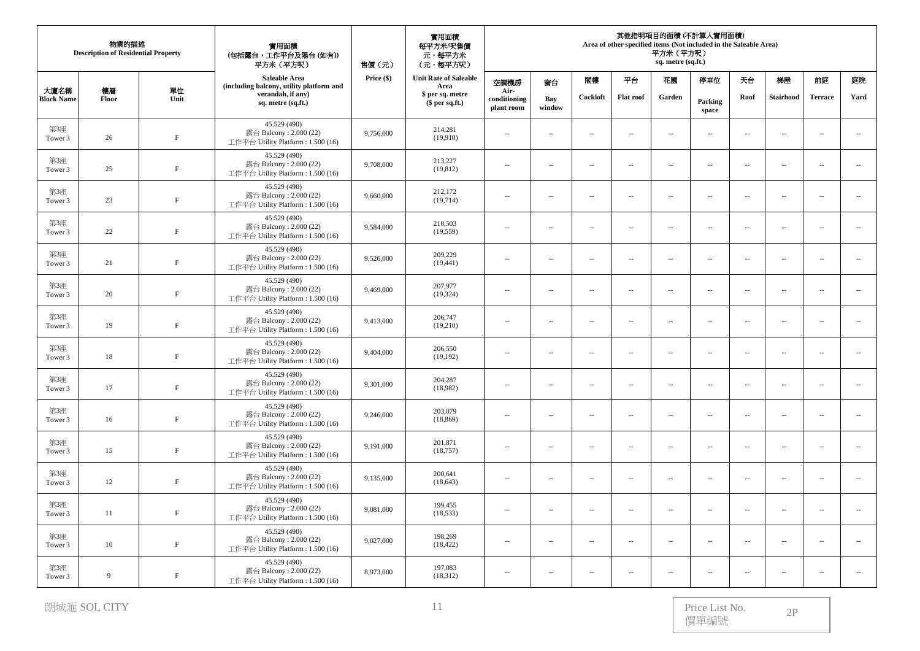| 物業的描述 Description of Residential Property | | | 實用面積 (包括露台，工作平台及陽台 (如有)) 平方米（平方呎） Saleable Area (including balcony, utility platform and verandah, if any) sq. metre (sq.ft.) | 售價（元） Price ($) | 實用面積 每平方米/呎售價 元，每平方米 (元，每平方呎) Unit Rate of Saleable Area $ per sq. metre ($ per sq.ft.) | 其他指明項目的面積 (不計算入實用面積) Area of other specified items (Not included in the Saleable Area) 平方米（平方呎） sq. metre (sq.ft.) | | | | | | | | | |
|---|---|---|---|---|---|---|---|---|---|---|---|---|---|---|---|
| 大廈名稱 Block Name | 樓層 Floor | 單位 Unit | | | | 空調機房 Air-conditioning plant room | 窗台 Bay window | 閣樓 Cockloft | 平台 Flat roof | 花園 Garden | 停車位 Parking space | 天台 Roof | 梯屋 Stairhood | 前庭 Terrace | 庭院 Yard |
| 第3座 Tower 3 | 26 | F | 45.529 (490) 露台 Balcony : 2.000 (22) 工作平台 Utility Platform : 1.500 (16) | 9,756,000 | 214,281 (19,910) | -- | -- | -- | -- | -- | -- | -- | -- | -- | -- |
| 第3座 Tower 3 | 25 | F | 45.529 (490) 露台 Balcony : 2.000 (22) 工作平台 Utility Platform : 1.500 (16) | 9,708,000 | 213,227 (19,812) | -- | -- | -- | -- | -- | -- | -- | -- | -- | -- |
| 第3座 Tower 3 | 23 | F | 45.529 (490) 露台 Balcony : 2.000 (22) 工作平台 Utility Platform : 1.500 (16) | 9,660,000 | 212,172 (19,714) | -- | -- | -- | -- | -- | -- | -- | -- | -- | -- |
| 第3座 Tower 3 | 22 | F | 45.529 (490) 露台 Balcony : 2.000 (22) 工作平台 Utility Platform : 1.500 (16) | 9,584,000 | 210,503 (19,559) | -- | -- | -- | -- | -- | -- | -- | -- | -- | -- |
| 第3座 Tower 3 | 21 | F | 45.529 (490) 露台 Balcony : 2.000 (22) 工作平台 Utility Platform : 1.500 (16) | 9,526,000 | 209,229 (19,441) | -- | -- | -- | -- | -- | -- | -- | -- | -- | -- |
| 第3座 Tower 3 | 20 | F | 45.529 (490) 露台 Balcony : 2.000 (22) 工作平台 Utility Platform : 1.500 (16) | 9,469,000 | 207,977 (19,324) | -- | -- | -- | -- | -- | -- | -- | -- | -- | -- |
| 第3座 Tower 3 | 19 | F | 45.529 (490) 露台 Balcony : 2.000 (22) 工作平台 Utility Platform : 1.500 (16) | 9,413,000 | 206,747 (19,210) | -- | -- | -- | -- | -- | -- | -- | -- | -- | -- |
| 第3座 Tower 3 | 18 | F | 45.529 (490) 露台 Balcony : 2.000 (22) 工作平台 Utility Platform : 1.500 (16) | 9,404,000 | 206,550 (19,192) | -- | -- | -- | -- | -- | -- | -- | -- | -- | -- |
| 第3座 Tower 3 | 17 | F | 45.529 (490) 露台 Balcony : 2.000 (22) 工作平台 Utility Platform : 1.500 (16) | 9,301,000 | 204,287 (18,982) | -- | -- | -- | -- | -- | -- | -- | -- | -- | -- |
| 第3座 Tower 3 | 16 | F | 45.529 (490) 露台 Balcony : 2.000 (22) 工作平台 Utility Platform : 1.500 (16) | 9,246,000 | 203,079 (18,869) | -- | -- | -- | -- | -- | -- | -- | -- | -- | -- |
| 第3座 Tower 3 | 15 | F | 45.529 (490) 露台 Balcony : 2.000 (22) 工作平台 Utility Platform : 1.500 (16) | 9,191,000 | 201,871 (18,757) | -- | -- | -- | -- | -- | -- | -- | -- | -- | -- |
| 第3座 Tower 3 | 12 | F | 45.529 (490) 露台 Balcony : 2.000 (22) 工作平台 Utility Platform : 1.500 (16) | 9,135,000 | 200,641 (18,643) | -- | -- | -- | -- | -- | -- | -- | -- | -- | -- |
| 第3座 Tower 3 | 11 | F | 45.529 (490) 露台 Balcony : 2.000 (22) 工作平台 Utility Platform : 1.500 (16) | 9,081,000 | 199,455 (18,533) | -- | -- | -- | -- | -- | -- | -- | -- | -- | -- |
| 第3座 Tower 3 | 10 | F | 45.529 (490) 露台 Balcony : 2.000 (22) 工作平台 Utility Platform : 1.500 (16) | 9,027,000 | 198,269 (18,422) | -- | -- | -- | -- | -- | -- | -- | -- | -- | -- |
| 第3座 Tower 3 | 9 | F | 45.529 (490) 露台 Balcony : 2.000 (22) 工作平台 Utility Platform : 1.500 (16) | 8,973,000 | 197,083 (18,312) | -- | -- | -- | -- | -- | -- | -- | -- | -- | -- |

朗城滙 SOL CITY

Price List No. 價單編號 2P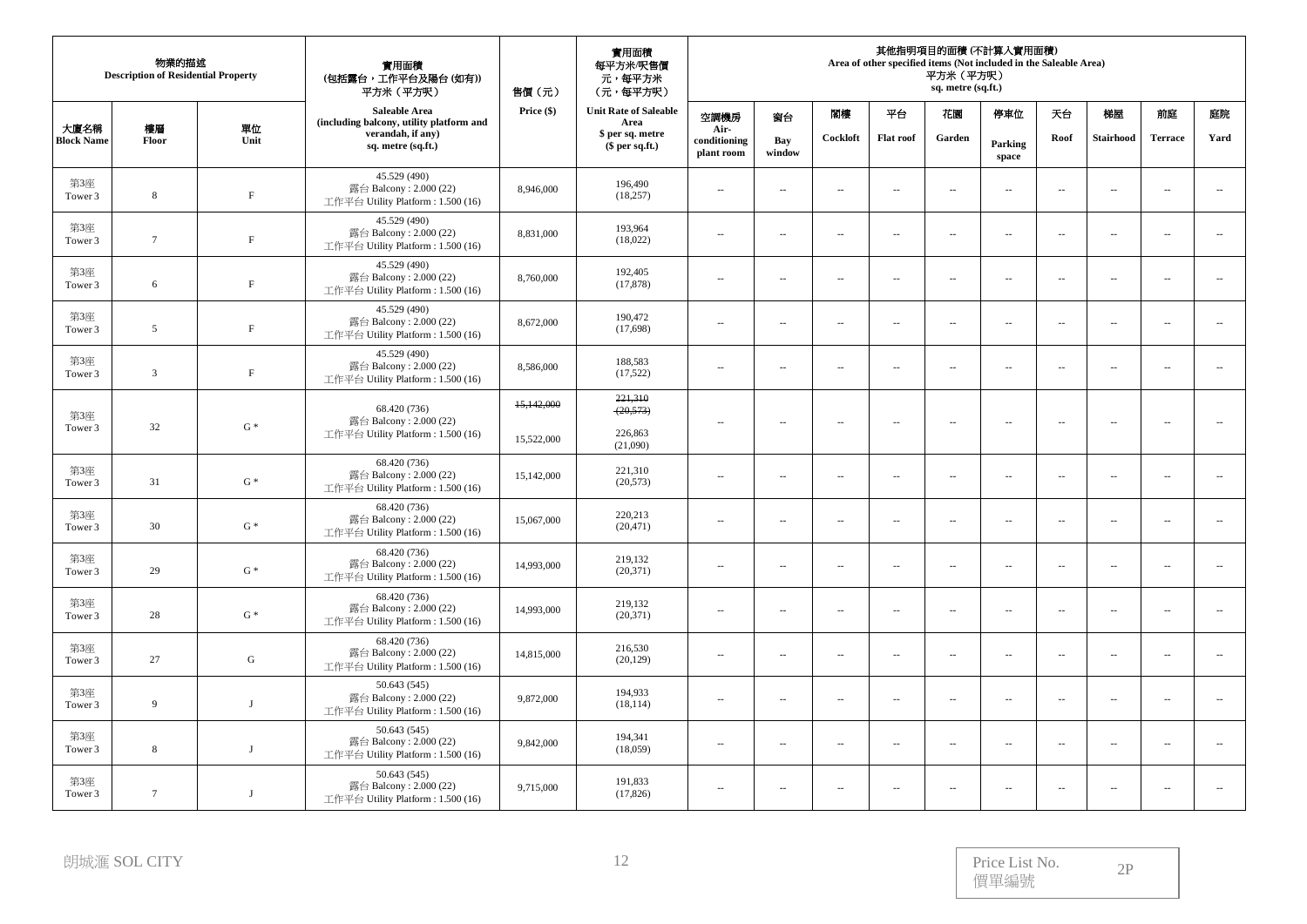| 物業的描述 Description of Residential Property | | | 實用面積 (包括露台，工作平台及陽台 (如有)) 平方米（平方呎） Saleable Area (including balcony, utility platform and verandah, if any) sq. metre (sq.ft.) | 售價（元） Price ($) | 實用面積 每平方米/呎售價 元，每平方米 (元，每平方呎) Unit Rate of Saleable Area $ per sq. metre ($ per sq.ft.) | 其他指明項目的面積 (不計算入實用面積) Area of other specified items (Not included in the Saleable Area) 平方米（平方呎） sq. metre (sq.ft.) | | | | | | | | | |
|---|---|---|---|---|---|---|---|---|---|---|---|---|---|---|---|
| 大廈名稱 Block Name | 樓層 Floor | 單位 Unit | | | | 空調機房 Air-conditioning plant room | 窗台 Bay window | 閣樓 Cockloft | 平台 Flat roof | 花園 Garden | 停車位 Parking space | 天台 Roof | 梯屋 Stairhood | 前庭 Terrace | 庭院 Yard |
| 第3座 Tower 3 | 8 | F | 45.529 (490) 露台 Balcony : 2.000 (22) 工作平台 Utility Platform : 1.500 (16) | 8,946,000 | 196,490 (18,257) | -- | -- | -- | -- | -- | -- | -- | -- | -- | -- |
| 第3座 Tower 3 | 7 | F | 45.529 (490) 露台 Balcony : 2.000 (22) 工作平台 Utility Platform : 1.500 (16) | 8,831,000 | 193,964 (18,022) | -- | -- | -- | -- | -- | -- | -- | -- | -- | -- |
| 第3座 Tower 3 | 6 | F | 45.529 (490) 露台 Balcony : 2.000 (22) 工作平台 Utility Platform : 1.500 (16) | 8,760,000 | 192,405 (17,878) | -- | -- | -- | -- | -- | -- | -- | -- | -- | -- |
| 第3座 Tower 3 | 5 | F | 45.529 (490) 露台 Balcony : 2.000 (22) 工作平台 Utility Platform : 1.500 (16) | 8,672,000 | 190,472 (17,698) | -- | -- | -- | -- | -- | -- | -- | -- | -- | -- |
| 第3座 Tower 3 | 3 | F | 45.529 (490) 露台 Balcony : 2.000 (22) 工作平台 Utility Platform : 1.500 (16) | 8,586,000 | 188,583 (17,522) | -- | -- | -- | -- | -- | -- | -- | -- | -- | -- |
| 第3座 Tower 3 | 32 | G * | 68.420 (736) 露台 Balcony : 2.000 (22) 工作平台 Utility Platform : 1.500 (16) | ~~15,142,000~~ 15,522,000 | ~~221,310 (20,573)~~ 226,863 (21,090) | -- | -- | -- | -- | -- | -- | -- | -- | -- | -- |
| 第3座 Tower 3 | 31 | G * | 68.420 (736) 露台 Balcony : 2.000 (22) 工作平台 Utility Platform : 1.500 (16) | 15,142,000 | 221,310 (20,573) | -- | -- | -- | -- | -- | -- | -- | -- | -- | -- |
| 第3座 Tower 3 | 30 | G * | 68.420 (736) 露台 Balcony : 2.000 (22) 工作平台 Utility Platform : 1.500 (16) | 15,067,000 | 220,213 (20,471) | -- | -- | -- | -- | -- | -- | -- | -- | -- | -- |
| 第3座 Tower 3 | 29 | G * | 68.420 (736) 露台 Balcony : 2.000 (22) 工作平台 Utility Platform : 1.500 (16) | 14,993,000 | 219,132 (20,371) | -- | -- | -- | -- | -- | -- | -- | -- | -- | -- |
| 第3座 Tower 3 | 28 | G * | 68.420 (736) 露台 Balcony : 2.000 (22) 工作平台 Utility Platform : 1.500 (16) | 14,993,000 | 219,132 (20,371) | -- | -- | -- | -- | -- | -- | -- | -- | -- | -- |
| 第3座 Tower 3 | 27 | G | 68.420 (736) 露台 Balcony : 2.000 (22) 工作平台 Utility Platform : 1.500 (16) | 14,815,000 | 216,530 (20,129) | -- | -- | -- | -- | -- | -- | -- | -- | -- | -- |
| 第3座 Tower 3 | 9 | J | 50.643 (545) 露台 Balcony : 2.000 (22) 工作平台 Utility Platform : 1.500 (16) | 9,872,000 | 194,933 (18,114) | -- | -- | -- | -- | -- | -- | -- | -- | -- | -- |
| 第3座 Tower 3 | 8 | J | 50.643 (545) 露台 Balcony : 2.000 (22) 工作平台 Utility Platform : 1.500 (16) | 9,842,000 | 194,341 (18,059) | -- | -- | -- | -- | -- | -- | -- | -- | -- | -- |
| 第3座 Tower 3 | 7 | J | 50.643 (545) 露台 Balcony : 2.000 (22) 工作平台 Utility Platform : 1.500 (16) | 9,715,000 | 191,833 (17,826) | -- | -- | -- | -- | -- | -- | -- | -- | -- | -- |

朗城滙 SOL CITY

Price List No. 價單編號 2P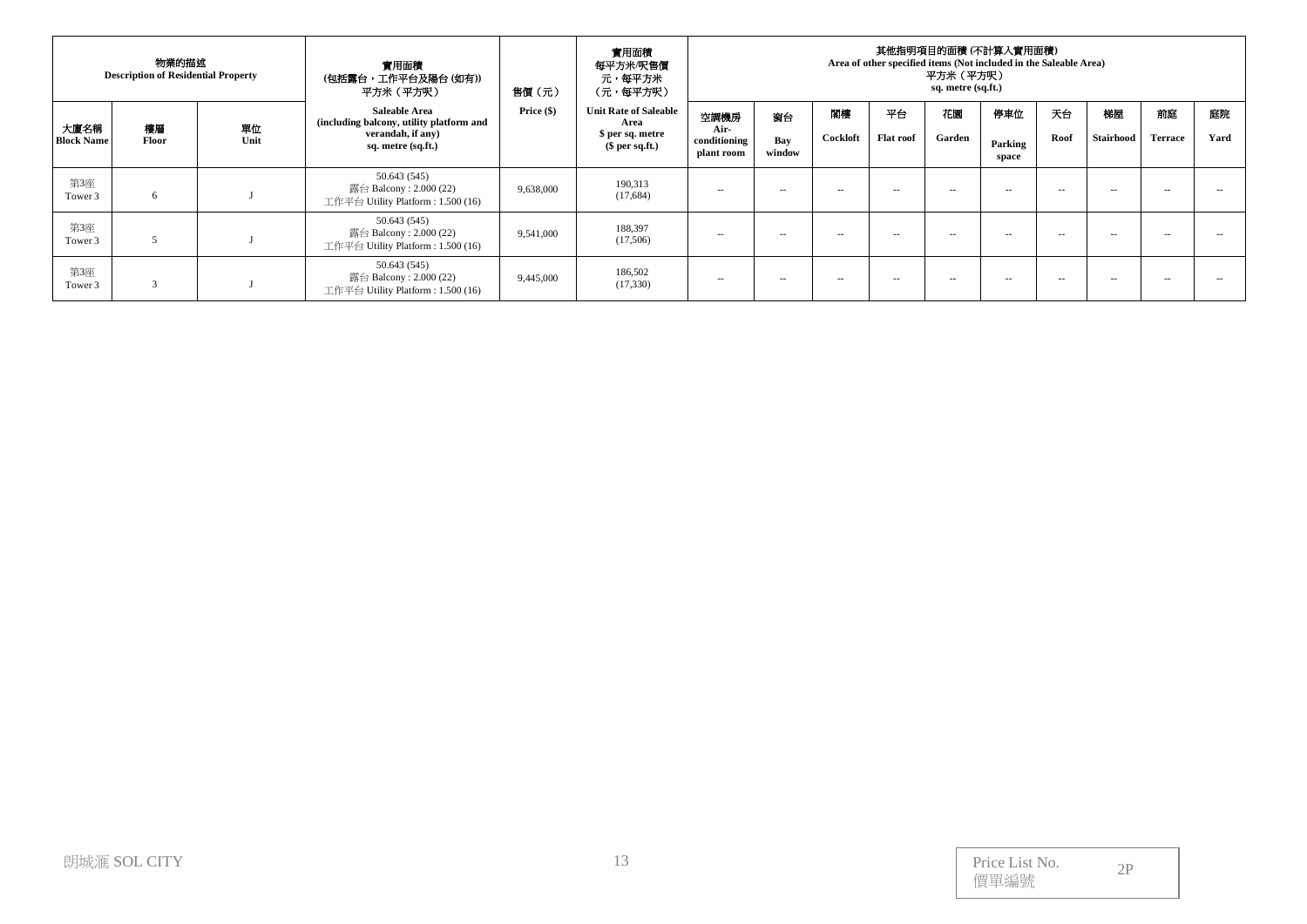| 物業的描述 Description of Residential Property | | | 實用面積 (包括露台，工作平台及陽台 (如有)) 平方米（平方呎） | 售價（元） | 實用面積 每平方米/呎售價 元，每平方米 （元，每平方呎） | 其他指明項目的面積 (不計算入實用面積) Area of other specified items (Not included in the Saleable Area) 平方米（平方呎） sq. metre (sq.ft.) | | | | | | | | | |
|---|---|---|---|---|---|---|---|---|---|---|---|---|---|---|---|
| 大廈名稱 Block Name | 樓層 Floor | 單位 Unit | Saleable Area (including balcony, utility platform and verandah, if any) sq. metre (sq.ft.) | Price ($) | Unit Rate of Saleable Area $ per sq. metre ($ per sq.ft.) | 空調機房 Air-conditioning plant room | 窗台 Bay window | 閣樓 Cockloft | 平台 Flat roof | 花園 Garden | 停車位 Parking space | 天台 Roof | 梯屋 Stairhood | 前庭 Terrace | 庭院 Yard |
| 第3座 Tower 3 | 6 | J | 50.643 (545) 露台 Balcony : 2.000 (22) 工作平台 Utility Platform : 1.500 (16) | 9,638,000 | 190,313 (17,684) | -- | -- | -- | -- | -- | -- | -- | -- | -- | -- |
| 第3座 Tower 3 | 5 | J | 50.643 (545) 露台 Balcony : 2.000 (22) 工作平台 Utility Platform : 1.500 (16) | 9,541,000 | 188,397 (17,506) | -- | -- | -- | -- | -- | -- | -- | -- | -- | -- |
| 第3座 Tower 3 | 3 | J | 50.643 (545) 露台 Balcony : 2.000 (22) 工作平台 Utility Platform : 1.500 (16) | 9,445,000 | 186,502 (17,330) | -- | -- | -- | -- | -- | -- | -- | -- | -- | -- |

Price List No. 價單編號 2P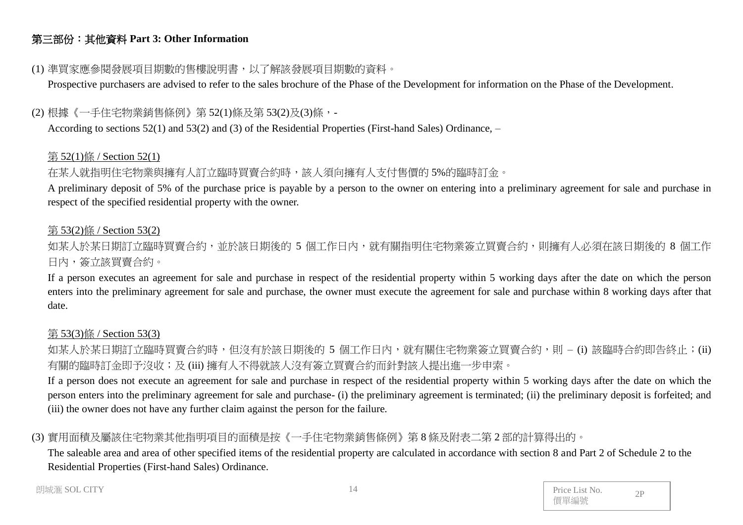## 第三部份：其他資料 Part 3: Other Information

(1) 準買家應參閱發展項目期數的售樓說明書，以了解該發展項目期數的資料。

Prospective purchasers are advised to refer to the sales brochure of the Phase of the Development for information on the Phase of the Development.

(2) 根據《一手住宅物業銷售條例》第 52(1)條及第 53(2)及(3)條，-

According to sections 52(1) and 53(2) and (3) of the Residential Properties (First-hand Sales) Ordinance, –

第 52(1)條 / Section 52(1)

在某人就指明住宅物業與擁有人訂立臨時買賣合約時，該人須向擁有人支付售價的 5%的臨時訂金。

A preliminary deposit of 5% of the purchase price is payable by a person to the owner on entering into a preliminary agreement for sale and purchase in respect of the specified residential property with the owner.

第 53(2)條 / Section 53(2)

如某人於某日期訂立臨時買賣合約，並於該日期後的 5 個工作日內，就有關指明住宅物業簽立買賣合約，則擁有人必須在該日期後的 8 個工作日內，簽立該買賣合約。

If a person executes an agreement for sale and purchase in respect of the residential property within 5 working days after the date on which the person enters into the preliminary agreement for sale and purchase, the owner must execute the agreement for sale and purchase within 8 working days after that date.

第 53(3)條 / Section 53(3)

如某人於某日期訂立臨時買賣合約時，但沒有於該日期後的 5 個工作日內，就有關住宅物業簽立買賣合約，則 – (i) 該臨時合約即告終止；(ii) 有關的臨時訂金即予沒收；及 (iii) 擁有人不得就該人沒有簽立買賣合約而針對該人提出進一步申索。

If a person does not execute an agreement for sale and purchase in respect of the residential property within 5 working days after the date on which the person enters into the preliminary agreement for sale and purchase- (i) the preliminary agreement is terminated; (ii) the preliminary deposit is forfeited; and (iii) the owner does not have any further claim against the person for the failure.

(3) 實用面積及屬該住宅物業其他指明項目的面積是按《一手住宅物業銷售條例》第 8 條及附表二第 2 部的計算得出的。

The saleable area and area of other specified items of the residential property are calculated in accordance with section 8 and Part 2 of Schedule 2 to the Residential Properties (First-hand Sales) Ordinance.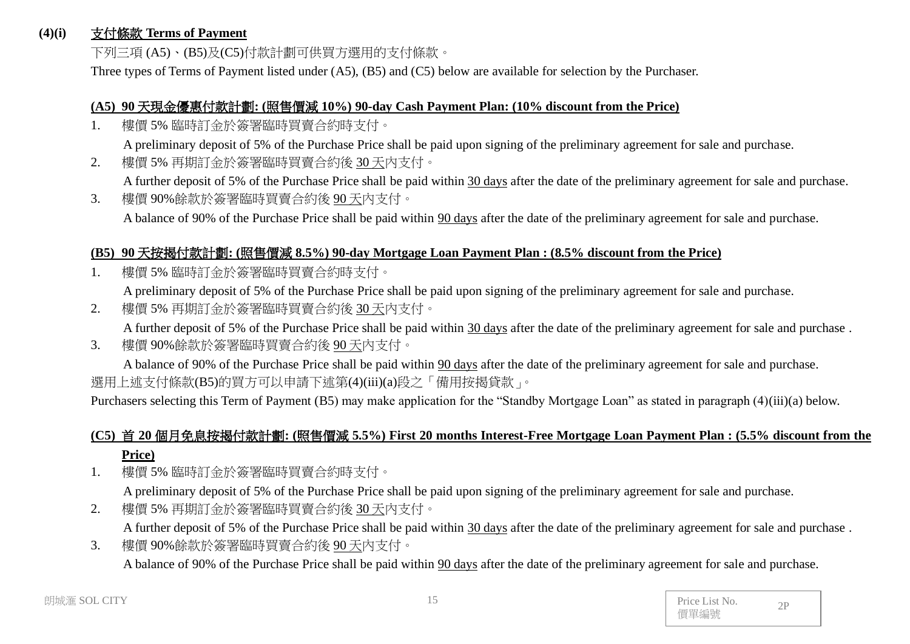**(4)(i) 支付條款 Terms of Payment**

下列三項 (A5)、(B5)及(C5)付款計劃可供買方選用的支付條款。

Three types of Terms of Payment listed under (A5), (B5) and (C5) below are available for selection by the Purchaser.

**(A5) 90 天現金優惠付款計劃: (照售價減 10%) 90-day Cash Payment Plan: (10% discount from the Price)**

1. 樓價 5% 臨時訂金於簽署臨時買賣合約時支付。
   A preliminary deposit of 5% of the Purchase Price shall be paid upon signing of the preliminary agreement for sale and purchase.
2. 樓價 5% 再期訂金於簽署臨時買賣合約後 30 天內支付。
   A further deposit of 5% of the Purchase Price shall be paid within 30 days after the date of the preliminary agreement for sale and purchase.
3. 樓價 90%餘款於簽署臨時買賣合約後 90 天內支付。
   A balance of 90% of the Purchase Price shall be paid within 90 days after the date of the preliminary agreement for sale and purchase.

**(B5) 90 天按揭付款計劃: (照售價減 8.5%) 90-day Mortgage Loan Payment Plan : (8.5% discount from the Price)**

1. 樓價 5% 臨時訂金於簽署臨時買賣合約時支付。
   A preliminary deposit of 5% of the Purchase Price shall be paid upon signing of the preliminary agreement for sale and purchase.
2. 樓價 5% 再期訂金於簽署臨時買賣合約後 30 天內支付。
   A further deposit of 5% of the Purchase Price shall be paid within 30 days after the date of the preliminary agreement for sale and purchase .
3. 樓價 90%餘款於簽署臨時買賣合約後 90 天內支付。
   A balance of 90% of the Purchase Price shall be paid within 90 days after the date of the preliminary agreement for sale and purchase.

選用上述支付條款(B5)的買方可以申請下述第(4)(iii)(a)段之「備用按揭貸款」。

Purchasers selecting this Term of Payment (B5) may make application for the "Standby Mortgage Loan" as stated in paragraph (4)(iii)(a) below.

**(C5) 首 20 個月免息按揭付款計劃: (照售價減 5.5%) First 20 months Interest-Free Mortgage Loan Payment Plan : (5.5% discount from the Price)**

1. 樓價 5% 臨時訂金於簽署臨時買賣合約時支付。
   A preliminary deposit of 5% of the Purchase Price shall be paid upon signing of the preliminary agreement for sale and purchase.
2. 樓價 5% 再期訂金於簽署臨時買賣合約後 30 天內支付。
   A further deposit of 5% of the Purchase Price shall be paid within 30 days after the date of the preliminary agreement for sale and purchase .
3. 樓價 90%餘款於簽署臨時買賣合約後 90 天內支付。
   A balance of 90% of the Purchase Price shall be paid within 90 days after the date of the preliminary agreement for sale and purchase.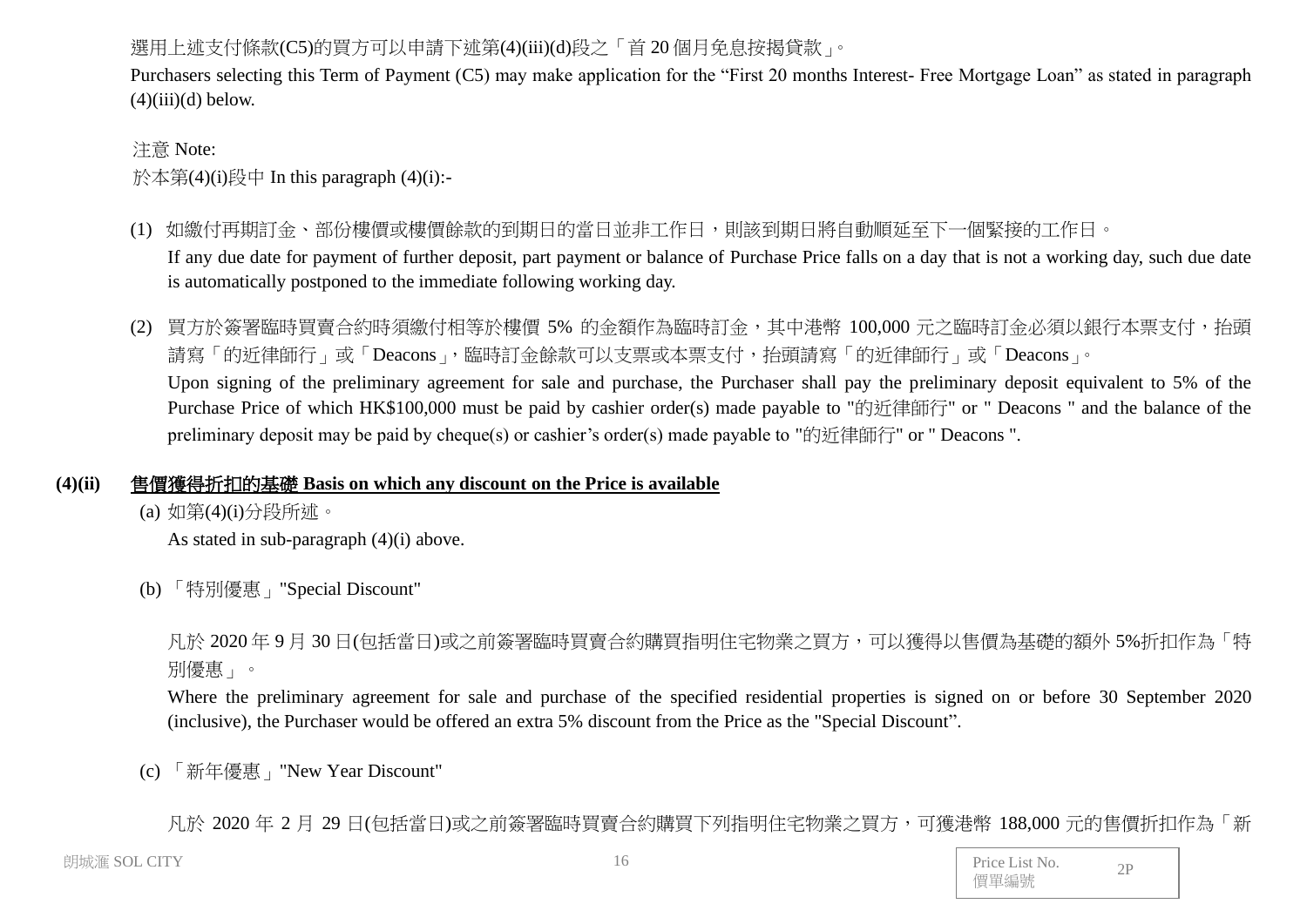選用上述支付條款(C5)的買方可以申請下述第(4)(iii)(d)段之「首 20 個月免息按揭貸款」。

Purchasers selecting this Term of Payment (C5) may make application for the “First 20 months Interest- Free Mortgage Loan” as stated in paragraph (4)(iii)(d) below.

注意 Note:

於本第(4)(i)段中 In this paragraph (4)(i):-

(1) 如繳付再期訂金、部份樓價或樓價餘款的到期日的當日並非工作日，則該到期日將自動順延至下一個緊接的工作日。

If any due date for payment of further deposit, part payment or balance of Purchase Price falls on a day that is not a working day, such due date is automatically postponed to the immediate following working day.

(2) 買方於簽署臨時買賣合約時須繳付相等於樓價 5% 的金額作為臨時訂金，其中港幣 100,000 元之臨時訂金必須以銀行本票支付，抬頭請寫「的近律師行」或「Deacons」，臨時訂金餘款可以支票或本票支付，抬頭請寫「的近律師行」或「Deacons」。

Upon signing of the preliminary agreement for sale and purchase, the Purchaser shall pay the preliminary deposit equivalent to 5% of the Purchase Price of which HK$100,000 must be paid by cashier order(s) made payable to "的近律師行" or " Deacons " and the balance of the preliminary deposit may be paid by cheque(s) or cashier’s order(s) made payable to "的近律師行" or " Deacons ".

**(4)(ii) 售價獲得折扣的基礎 Basis on which any discount on the Price is available**

(a) 如第(4)(i)分段所述。

As stated in sub-paragraph (4)(i) above.

(b) 「特別優惠」"Special Discount"

凡於 2020 年 9 月 30 日(包括當日)或之前簽署臨時買賣合約購買指明住宅物業之買方，可以獲得以售價為基礎的額外 5%折扣作為「特別優惠」。

Where the preliminary agreement for sale and purchase of the specified residential properties is signed on or before 30 September 2020 (inclusive), the Purchaser would be offered an extra 5% discount from the Price as the "Special Discount”.

(c) 「新年優惠」"New Year Discount"

凡於 2020 年 2 月 29 日(包括當日)或之前簽署臨時買賣合約購買下列指明住宅物業之買方，可獲港幣 188,000 元的售價折扣作為「新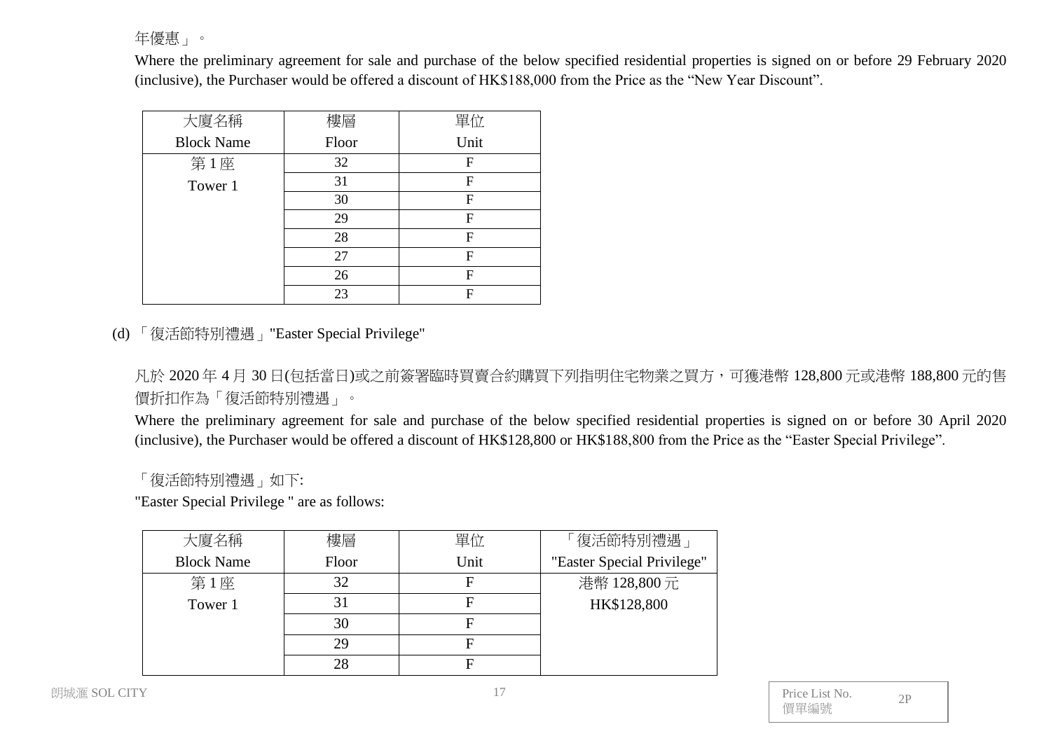年優惠」。

Where the preliminary agreement for sale and purchase of the below specified residential properties is signed on or before 29 February 2020 (inclusive), the Purchaser would be offered a discount of HK$188,000 from the Price as the "New Year Discount".

| 大廈名稱 Block Name | 樓層 Floor | 單位 Unit |
|---|---|---|
| 第 1 座 Tower 1 | 32 | F |
| | 31 | F |
| | 30 | F |
| | 29 | F |
| | 28 | F |
| | 27 | F |
| | 26 | F |
| | 23 | F |

(d) 「復活節特別禮遇」"Easter Special Privilege"

凡於 2020 年 4 月 30 日(包括當日)或之前簽署臨時買賣合約購買下列指明住宅物業之買方，可獲港幣 128,800 元或港幣 188,800 元的售價折扣作為「復活節特別禮遇」。

Where the preliminary agreement for sale and purchase of the below specified residential properties is signed on or before 30 April 2020 (inclusive), the Purchaser would be offered a discount of HK$128,800 or HK$188,800 from the Price as the "Easter Special Privilege".

「復活節特別禮遇」如下:

"Easter Special Privilege " are as follows:

| 大廈名稱 Block Name | 樓層 Floor | 單位 Unit | 「復活節特別禮遇」 "Easter Special Privilege" |
|---|---|---|---|
| 第 1 座 Tower 1 | 32 | F | 港幣 128,800 元 HK$128,800 |
| | 31 | F | |
| | 30 | F | |
| | 29 | F | |
| | 28 | F | |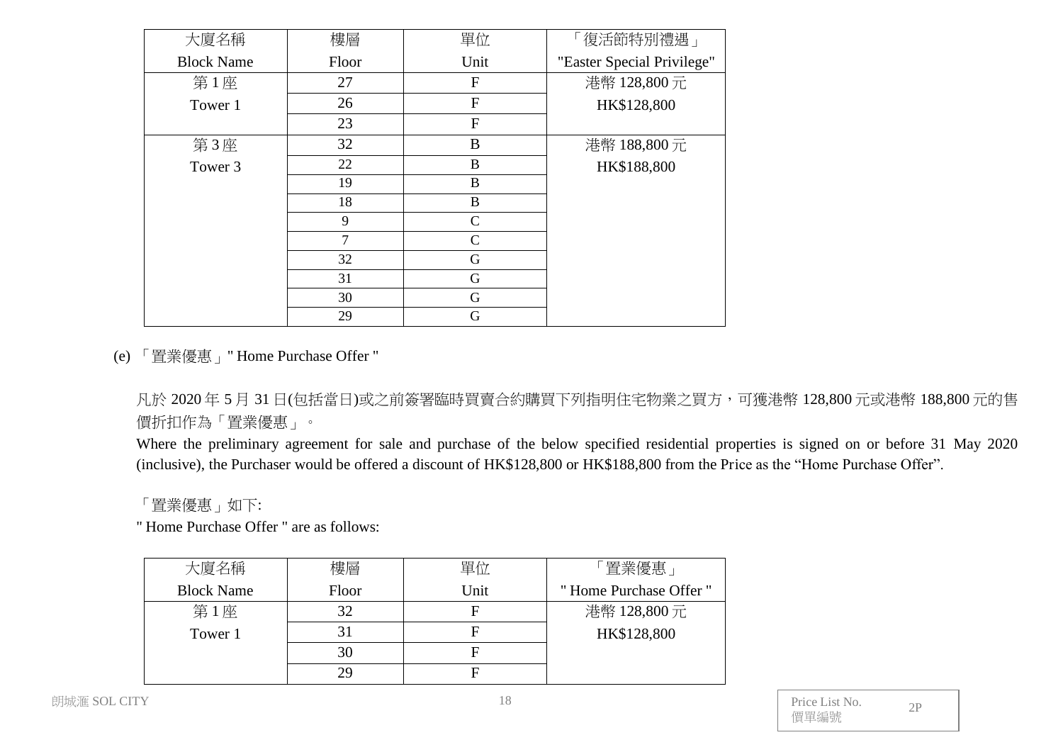| 大廈名稱 Block Name | 樓層 Floor | 單位 Unit | 「復活節特別禮遇」 "Easter Special Privilege" |
|---|---|---|---|
| 第 1 座 Tower 1 | 27 | F | 港幣 128,800 元 HK$128,800 |
| | 26 | F | |
| | 23 | F | |
| 第 3 座 Tower 3 | 32 | B | 港幣 188,800 元 HK$188,800 |
| | 22 | B | |
| | 19 | B | |
| | 18 | B | |
| | 9 | C | |
| | 7 | C | |
| | 32 | G | |
| | 31 | G | |
| | 30 | G | |
| | 29 | G | |

(e) 「置業優惠」" Home Purchase Offer "

凡於 2020 年 5 月 31 日(包括當日)或之前簽署臨時買賣合約購買下列指明住宅物業之買方，可獲港幣 128,800 元或港幣 188,800 元的售價折扣作為「置業優惠」。

Where the preliminary agreement for sale and purchase of the below specified residential properties is signed on or before 31 May 2020 (inclusive), the Purchaser would be offered a discount of HK$128,800 or HK$188,800 from the Price as the “Home Purchase Offer”.

「置業優惠」如下:

" Home Purchase Offer " are as follows:

| 大廈名稱 Block Name | 樓層 Floor | 單位 Unit | 「置業優惠」 " Home Purchase Offer " |
|---|---|---|---|
| 第 1 座 Tower 1 | 32 | F | 港幣 128,800 元 HK$128,800 |
| | 31 | F | |
| | 30 | F | |
| | 29 | F | |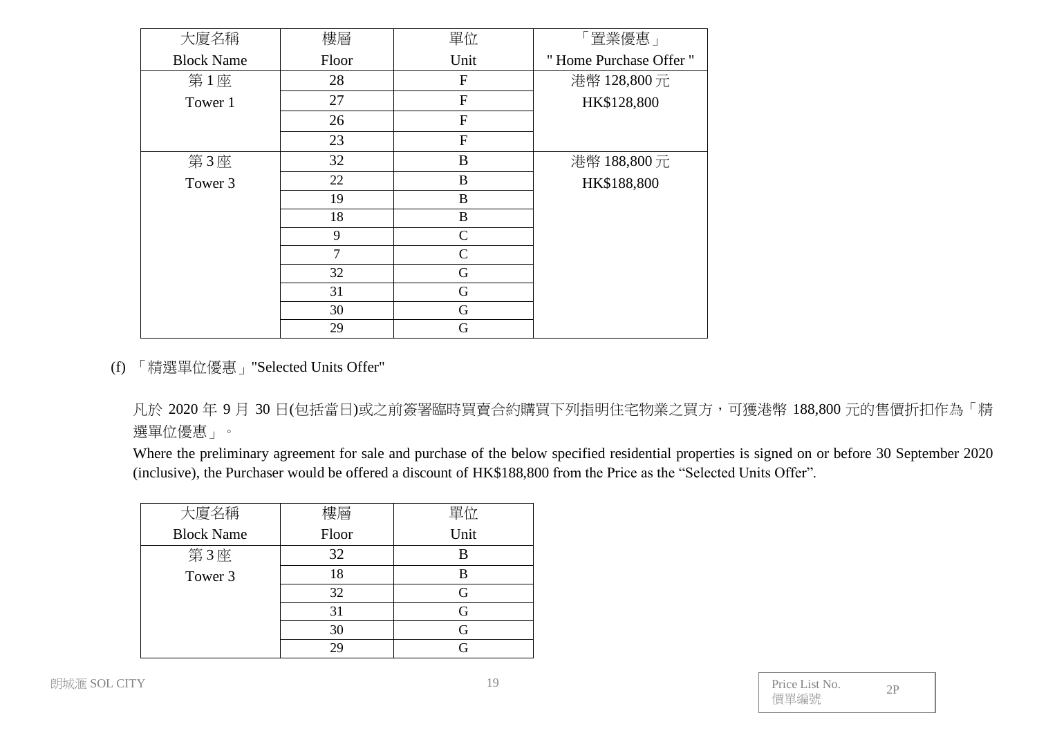| 大廈名稱<br>Block Name | 樓層<br>Floor | 單位<br>Unit | 「置業優惠」<br>" Home Purchase Offer " |
|---|---|---|---|
| 第 1 座<br>Tower 1 | 28 | F | 港幣 128,800 元<br>HK$128,800 |
| | 27 | F | |
| | 26 | F | |
| | 23 | F | |
| 第 3 座<br>Tower 3 | 32 | B | 港幣 188,800 元<br>HK$188,800 |
| | 22 | B | |
| | 19 | B | |
| | 18 | B | |
| | 9 | C | |
| | 7 | C | |
| | 32 | G | |
| | 31 | G | |
| | 30 | G | |
| | 29 | G | |

(f) 「精選單位優惠」"Selected Units Offer"

凡於 2020 年 9 月 30 日(包括當日)或之前簽署臨時買賣合約購買下列指明住宅物業之買方，可獲港幣 188,800 元的售價折扣作為「精選單位優惠」。

Where the preliminary agreement for sale and purchase of the below specified residential properties is signed on or before 30 September 2020 (inclusive), the Purchaser would be offered a discount of HK$188,800 from the Price as the "Selected Units Offer".

| 大廈名稱<br>Block Name | 樓層<br>Floor | 單位<br>Unit |
|---|---|---|
| 第 3 座<br>Tower 3 | 32 | B |
| | 18 | B |
| | 32 | G |
| | 31 | G |
| | 30 | G |
| | 29 | G |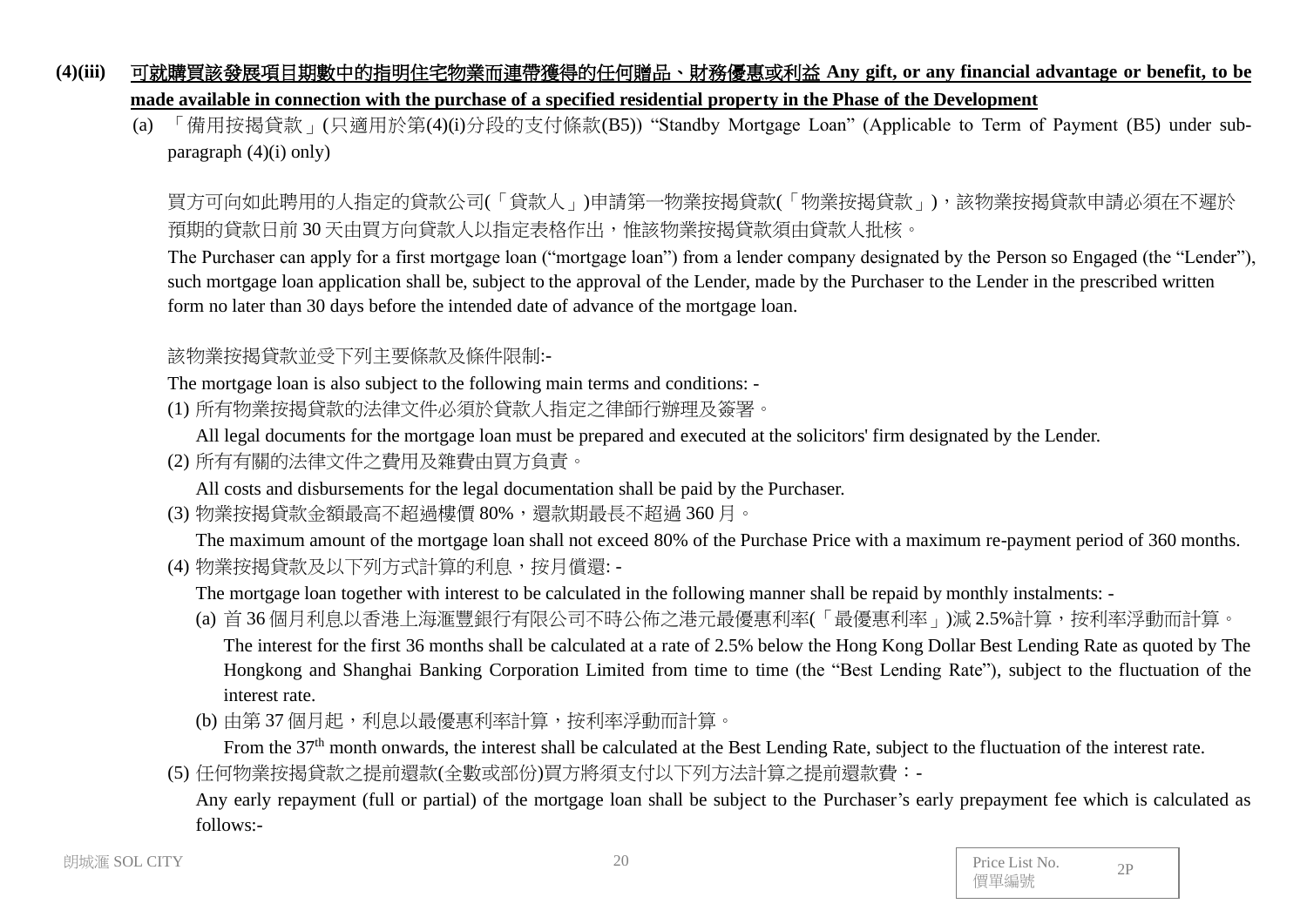**(4)(iii)** **可就購買該發展項目期數中的指明住宅物業而連帶獲得的任何贈品、財務優惠或利益 Any gift, or any financial advantage or benefit, to be made available in connection with the purchase of a specified residential property in the Phase of the Development**

(a) 「備用按揭貸款」(只適用於第(4)(i)分段的支付條款(B5)) "Standby Mortgage Loan" (Applicable to Term of Payment (B5) under sub-paragraph (4)(i) only)

買方可向如此聘用的人指定的貸款公司(「貸款人」)申請第一物業按揭貸款(「物業按揭貸款」)，該物業按揭貸款申請必須在不遲於預期的貸款日前 30 天由買方向貸款人以指定表格作出，惟該物業按揭貸款須由貸款人批核。

The Purchaser can apply for a first mortgage loan ("mortgage loan") from a lender company designated by the Person so Engaged (the "Lender"), such mortgage loan application shall be, subject to the approval of the Lender, made by the Purchaser to the Lender in the prescribed written form no later than 30 days before the intended date of advance of the mortgage loan.

該物業按揭貸款並受下列主要條款及條件限制:-

The mortgage loan is also subject to the following main terms and conditions: -

(1) 所有物業按揭貸款的法律文件必須於貸款人指定之律師行辦理及簽署。

All legal documents for the mortgage loan must be prepared and executed at the solicitors' firm designated by the Lender.

(2) 所有有關的法律文件之費用及雜費由買方負責。

All costs and disbursements for the legal documentation shall be paid by the Purchaser.

(3) 物業按揭貸款金額最高不超過樓價 80%，還款期最長不超過 360 月。

The maximum amount of the mortgage loan shall not exceed 80% of the Purchase Price with a maximum re-payment period of 360 months.

(4) 物業按揭貸款及以下列方式計算的利息，按月償還: -

The mortgage loan together with interest to be calculated in the following manner shall be repaid by monthly instalments: -

(a) 首 36 個月利息以香港上海滙豐銀行有限公司不時公佈之港元最優惠利率(「最優惠利率」)減 2.5%計算，按利率浮動而計算。

The interest for the first 36 months shall be calculated at a rate of 2.5% below the Hong Kong Dollar Best Lending Rate as quoted by The Hongkong and Shanghai Banking Corporation Limited from time to time (the "Best Lending Rate"), subject to the fluctuation of the interest rate.

(b) 由第 37 個月起，利息以最優惠利率計算，按利率浮動而計算。

From the 37th month onwards, the interest shall be calculated at the Best Lending Rate, subject to the fluctuation of the interest rate.

(5) 任何物業按揭貸款之提前還款(全數或部份)買方將須支付以下列方法計算之提前還款費：-

Any early repayment (full or partial) of the mortgage loan shall be subject to the Purchaser's early prepayment fee which is calculated as follows:-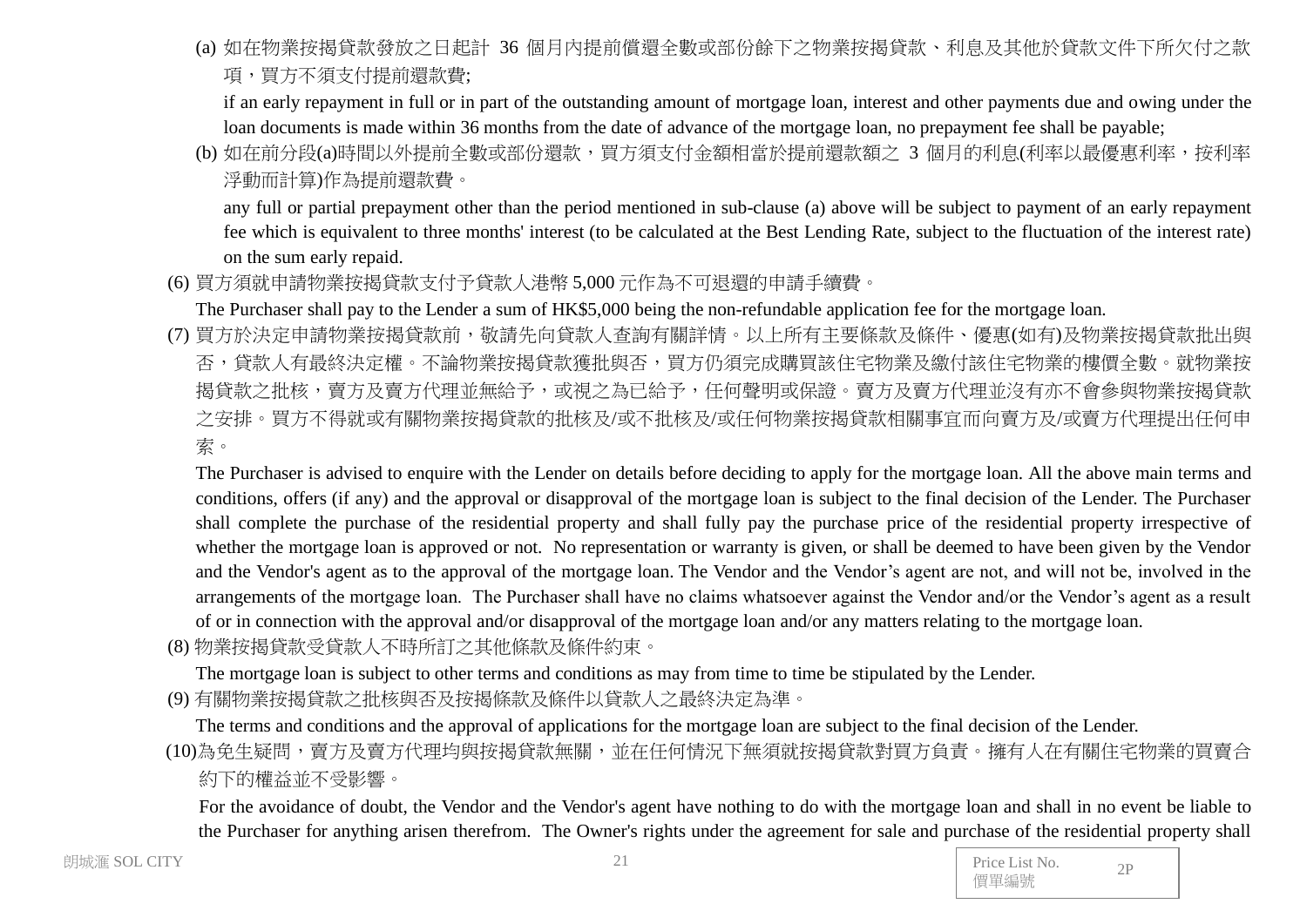(a) 如在物業按揭貸款發放之日起計 36 個月內提前償還全數或部份餘下之物業按揭貸款、利息及其他於貸款文件下所欠付之款項，買方不須支付提前還款費;

if an early repayment in full or in part of the outstanding amount of mortgage loan, interest and other payments due and owing under the loan documents is made within 36 months from the date of advance of the mortgage loan, no prepayment fee shall be payable;

(b) 如在前分段(a)時間以外提前全數或部份還款，買方須支付金額相當於提前還款額之 3 個月的利息(利率以最優惠利率，按利率浮動而計算)作為提前還款費。

any full or partial prepayment other than the period mentioned in sub-clause (a) above will be subject to payment of an early repayment fee which is equivalent to three months' interest (to be calculated at the Best Lending Rate, subject to the fluctuation of the interest rate) on the sum early repaid.

(6) 買方須就申請物業按揭貸款支付予貸款人港幣 5,000 元作為不可退還的申請手續費。

The Purchaser shall pay to the Lender a sum of HK$5,000 being the non-refundable application fee for the mortgage loan.

(7) 買方於決定申請物業按揭貸款前，敬請先向貸款人查詢有關詳情。以上所有主要條款及條件、優惠(如有)及物業按揭貸款批出與否，貸款人有最終決定權。不論物業按揭貸款獲批與否，買方仍須完成購買該住宅物業及繳付該住宅物業的樓價全數。就物業按揭貸款之批核，賣方及賣方代理並無給予，或視之為已給予，任何聲明或保證。賣方及賣方代理並沒有亦不會參與物業按揭貸款之安排。買方不得就或有關物業按揭貸款的批核及/或不批核及/或任何物業按揭貸款相關事宜而向賣方及/或賣方代理提出任何申索。

The Purchaser is advised to enquire with the Lender on details before deciding to apply for the mortgage loan. All the above main terms and conditions, offers (if any) and the approval or disapproval of the mortgage loan is subject to the final decision of the Lender. The Purchaser shall complete the purchase of the residential property and shall fully pay the purchase price of the residential property irrespective of whether the mortgage loan is approved or not. No representation or warranty is given, or shall be deemed to have been given by the Vendor and the Vendor's agent as to the approval of the mortgage loan. The Vendor and the Vendor's agent are not, and will not be, involved in the arrangements of the mortgage loan. The Purchaser shall have no claims whatsoever against the Vendor and/or the Vendor's agent as a result of or in connection with the approval and/or disapproval of the mortgage loan and/or any matters relating to the mortgage loan.

(8) 物業按揭貸款受貸款人不時所訂之其他條款及條件約束。

The mortgage loan is subject to other terms and conditions as may from time to time be stipulated by the Lender.

(9) 有關物業按揭貸款之批核與否及按揭條款及條件以貸款人之最終決定為準。

The terms and conditions and the approval of applications for the mortgage loan are subject to the final decision of the Lender.

(10)為免生疑問，賣方及賣方代理均與按揭貸款無關，並在任何情況下無須就按揭貸款對買方負責。擁有人在有關住宅物業的買賣合約下的權益並不受影響。

For the avoidance of doubt, the Vendor and the Vendor's agent have nothing to do with the mortgage loan and shall in no event be liable to the Purchaser for anything arisen therefrom. The Owner's rights under the agreement for sale and purchase of the residential property shall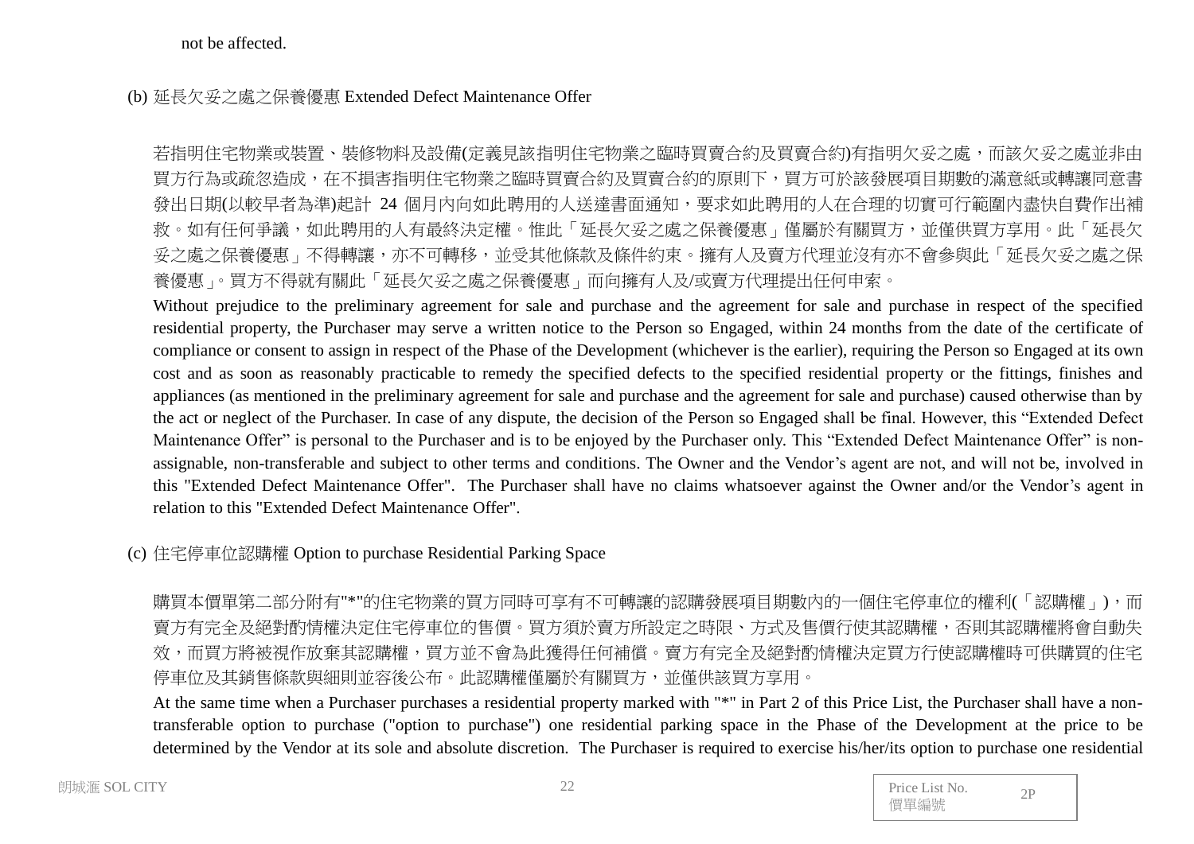not be affected.

(b) 延長欠妥之處之保養優惠 Extended Defect Maintenance Offer

若指明住宅物業或裝置、裝修物料及設備(定義見該指明住宅物業之臨時買賣合約及買賣合約)有指明欠妥之處，而該欠妥之處並非由買方行為或疏忽造成，在不損害指明住宅物業之臨時買賣合約及買賣合約的原則下，買方可於該發展項目期數的滿意紙或轉讓同意書發出日期(以較早者為準)起計 24 個月內向如此聘用的人送達書面通知，要求如此聘用的人在合理的切實可行範圍內盡快自費作出補救。如有任何爭議，如此聘用的人有最終決定權。惟此「延長欠妥之處之保養優惠」僅屬於有關買方，並僅供買方享用。此「延長欠妥之處之保養優惠」不得轉讓，亦不可轉移，並受其他條款及條件約束。擁有人及賣方代理並沒有亦不會參與此「延長欠妥之處之保養優惠」。買方不得就有關此「延長欠妥之處之保養優惠」而向擁有人及/或賣方代理提出任何申索。

Without prejudice to the preliminary agreement for sale and purchase and the agreement for sale and purchase in respect of the specified residential property, the Purchaser may serve a written notice to the Person so Engaged, within 24 months from the date of the certificate of compliance or consent to assign in respect of the Phase of the Development (whichever is the earlier), requiring the Person so Engaged at its own cost and as soon as reasonably practicable to remedy the specified defects to the specified residential property or the fittings, finishes and appliances (as mentioned in the preliminary agreement for sale and purchase and the agreement for sale and purchase) caused otherwise than by the act or neglect of the Purchaser. In case of any dispute, the decision of the Person so Engaged shall be final. However, this “Extended Defect Maintenance Offer” is personal to the Purchaser and is to be enjoyed by the Purchaser only. This “Extended Defect Maintenance Offer” is non-assignable, non-transferable and subject to other terms and conditions. The Owner and the Vendor’s agent are not, and will not be, involved in this "Extended Defect Maintenance Offer". The Purchaser shall have no claims whatsoever against the Owner and/or the Vendor’s agent in relation to this "Extended Defect Maintenance Offer".

(c) 住宅停車位認購權 Option to purchase Residential Parking Space

購買本價單第二部分附有"*"的住宅物業的買方同時可享有不可轉讓的認購發展項目期數內的一個住宅停車位的權利(「認購權」)，而賣方有完全及絕對酌情權決定住宅停車位的售價。買方須於賣方所設定之時限、方式及售價行使其認購權，否則其認購權將會自動失效，而買方將被視作放棄其認購權，買方並不會為此獲得任何補償。賣方有完全及絕對酌情權決定買方行使認購權時可供購買的住宅停車位及其銷售條款與細則並容後公布。此認購權僅屬於有關買方，並僅供該買方享用。

At the same time when a Purchaser purchases a residential property marked with "*" in Part 2 of this Price List, the Purchaser shall have a non-transferable option to purchase ("option to purchase") one residential parking space in the Phase of the Development at the price to be determined by the Vendor at its sole and absolute discretion. The Purchaser is required to exercise his/her/its option to purchase one residential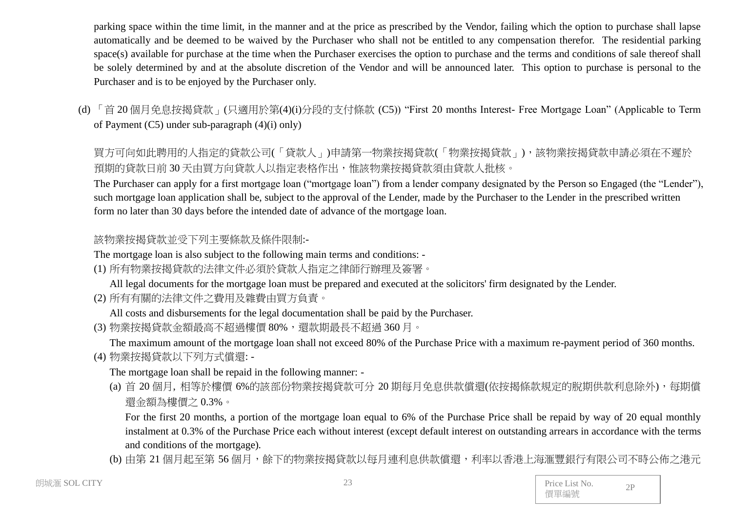parking space within the time limit, in the manner and at the price as prescribed by the Vendor, failing which the option to purchase shall lapse automatically and be deemed to be waived by the Purchaser who shall not be entitled to any compensation therefor. The residential parking space(s) available for purchase at the time when the Purchaser exercises the option to purchase and the terms and conditions of sale thereof shall be solely determined by and at the absolute discretion of the Vendor and will be announced later. This option to purchase is personal to the Purchaser and is to be enjoyed by the Purchaser only.

(d) 「首 20 個月免息按揭貸款」(只適用於第(4)(i)分段的支付條款 (C5)) "First 20 months Interest- Free Mortgage Loan" (Applicable to Term of Payment (C5) under sub-paragraph (4)(i) only)

買方可向如此聘用的人指定的貸款公司(「貸款人」)申請第一物業按揭貸款(「物業按揭貸款」)，該物業按揭貸款申請必須在不遲於預期的貸款日前 30 天由買方向貸款人以指定表格作出，惟該物業按揭貸款須由貸款人批核。

The Purchaser can apply for a first mortgage loan ("mortgage loan") from a lender company designated by the Person so Engaged (the "Lender"), such mortgage loan application shall be, subject to the approval of the Lender, made by the Purchaser to the Lender in the prescribed written form no later than 30 days before the intended date of advance of the mortgage loan.

該物業按揭貸款並受下列主要條款及條件限制:-

The mortgage loan is also subject to the following main terms and conditions: -

(1) 所有物業按揭貸款的法律文件必須於貸款人指定之律師行辦理及簽署。

All legal documents for the mortgage loan must be prepared and executed at the solicitors' firm designated by the Lender.

(2) 所有有關的法律文件之費用及雜費由買方負責。

All costs and disbursements for the legal documentation shall be paid by the Purchaser.

(3) 物業按揭貸款金額最高不超過樓價 80%，還款期最長不超過 360 月。

The maximum amount of the mortgage loan shall not exceed 80% of the Purchase Price with a maximum re-payment period of 360 months.

(4) 物業按揭貸款以下列方式償還: -

The mortgage loan shall be repaid in the following manner: -

(a) 首 20 個月, 相等於樓價 6%的該部份物業按揭貸款可分 20 期每月免息供款償還(依按揭條款規定的脫期供款利息除外)，每期償還金額為樓價之 0.3%。

For the first 20 months, a portion of the mortgage loan equal to 6% of the Purchase Price shall be repaid by way of 20 equal monthly instalment at 0.3% of the Purchase Price each without interest (except default interest on outstanding arrears in accordance with the terms and conditions of the mortgage).

(b) 由第 21 個月起至第 56 個月，餘下的物業按揭貸款以每月連利息供款償還，利率以香港上海滙豐銀行有限公司不時公佈之港元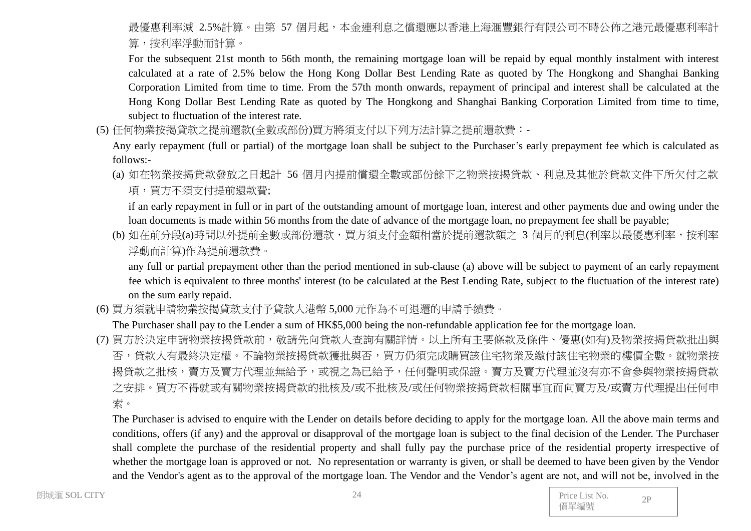最優惠利率減 2.5%計算。由第 57 個月起，本金連利息之償還應以香港上海滙豐銀行有限公司不時公佈之港元最優惠利率計算，按利率浮動而計算。

For the subsequent 21st month to 56th month, the remaining mortgage loan will be repaid by equal monthly instalment with interest calculated at a rate of 2.5% below the Hong Kong Dollar Best Lending Rate as quoted by The Hongkong and Shanghai Banking Corporation Limited from time to time. From the 57th month onwards, repayment of principal and interest shall be calculated at the Hong Kong Dollar Best Lending Rate as quoted by The Hongkong and Shanghai Banking Corporation Limited from time to time, subject to fluctuation of the interest rate.

(5) 任何物業按揭貸款之提前還款(全數或部份)買方將須支付以下列方法計算之提前還款費：-

Any early repayment (full or partial) of the mortgage loan shall be subject to the Purchaser's early prepayment fee which is calculated as follows:-

(a) 如在物業按揭貸款發放之日起計 56 個月內提前償還全數或部份餘下之物業按揭貸款、利息及其他於貸款文件下所欠付之款項，買方不須支付提前還款費;

if an early repayment in full or in part of the outstanding amount of mortgage loan, interest and other payments due and owing under the loan documents is made within 56 months from the date of advance of the mortgage loan, no prepayment fee shall be payable;

(b) 如在前分段(a)時間以外提前全數或部份還款，買方須支付金額相當於提前還款額之 3 個月的利息(利率以最優惠利率，按利率浮動而計算)作為提前還款費。

any full or partial prepayment other than the period mentioned in sub-clause (a) above will be subject to payment of an early repayment fee which is equivalent to three months' interest (to be calculated at the Best Lending Rate, subject to the fluctuation of the interest rate) on the sum early repaid.

(6) 買方須就申請物業按揭貸款支付予貸款人港幣 5,000 元作為不可退還的申請手續費。

The Purchaser shall pay to the Lender a sum of HK$5,000 being the non-refundable application fee for the mortgage loan.

(7) 買方於決定申請物業按揭貸款前，敬請先向貸款人查詢有關詳情。以上所有主要條款及條件、優惠(如有)及物業按揭貸款批出與否，貸款人有最終決定權。不論物業按揭貸款獲批與否，買方仍須完成購買該住宅物業及繳付該住宅物業的樓價全數。就物業按揭貸款之批核，賣方及賣方代理並無給予，或視之為已給予，任何聲明或保證。賣方及賣方代理並沒有亦不會參與物業按揭貸款之安排。買方不得就或有關物業按揭貸款的批核及/或不批核及/或任何物業按揭貸款相關事宜而向賣方及/或賣方代理提出任何申索。

The Purchaser is advised to enquire with the Lender on details before deciding to apply for the mortgage loan. All the above main terms and conditions, offers (if any) and the approval or disapproval of the mortgage loan is subject to the final decision of the Lender. The Purchaser shall complete the purchase of the residential property and shall fully pay the purchase price of the residential property irrespective of whether the mortgage loan is approved or not. No representation or warranty is given, or shall be deemed to have been given by the Vendor and the Vendor's agent as to the approval of the mortgage loan. The Vendor and the Vendor's agent are not, and will not be, involved in the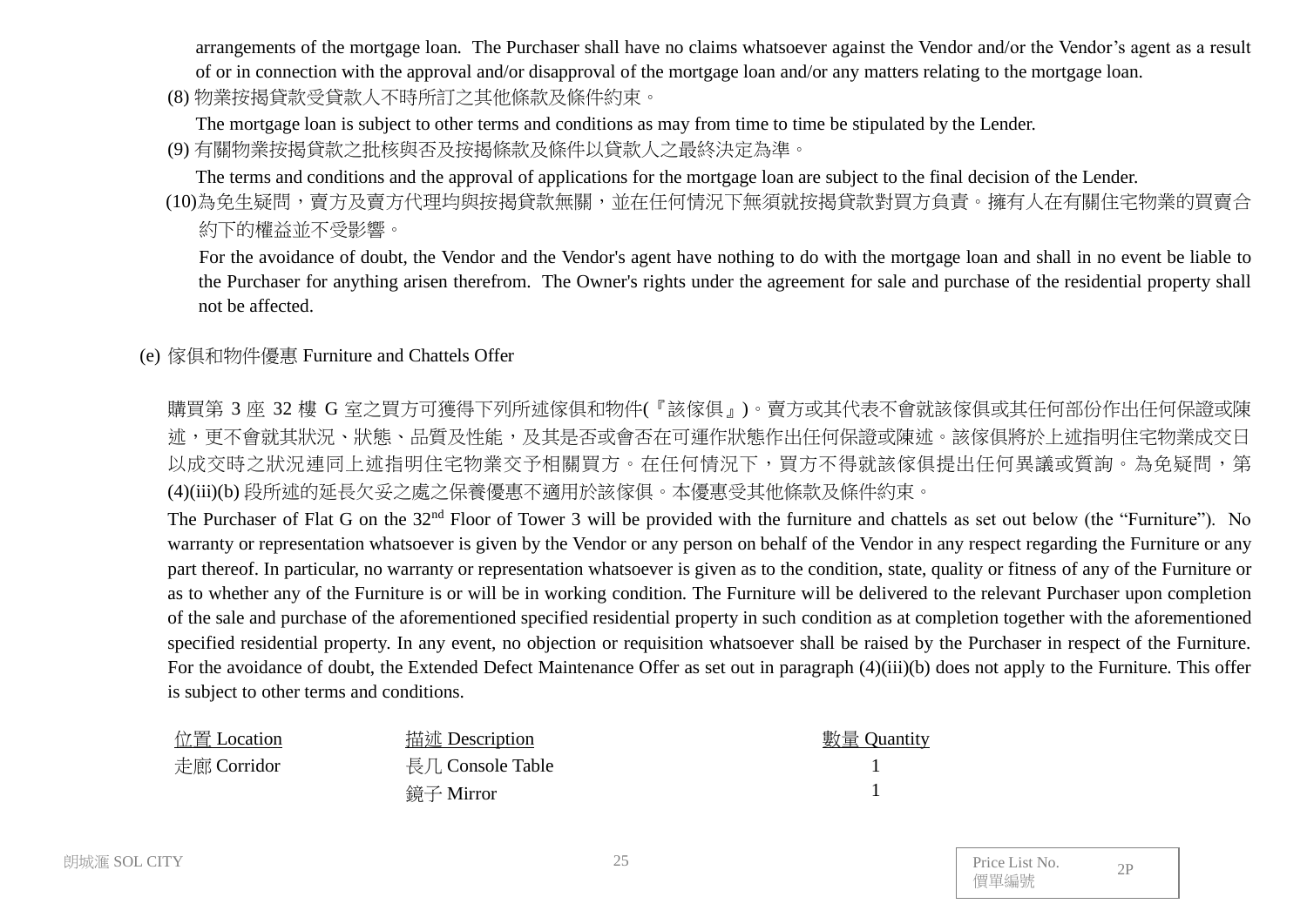arrangements of the mortgage loan. The Purchaser shall have no claims whatsoever against the Vendor and/or the Vendor's agent as a result of or in connection with the approval and/or disapproval of the mortgage loan and/or any matters relating to the mortgage loan.

(8) 物業按揭貸款受貸款人不時所訂之其他條款及條件約束。

The mortgage loan is subject to other terms and conditions as may from time to time be stipulated by the Lender.

(9) 有關物業按揭貸款之批核與否及按揭條款及條件以貸款人之最終決定為準。

The terms and conditions and the approval of applications for the mortgage loan are subject to the final decision of the Lender.

(10)為免生疑問，賣方及賣方代理均與按揭貸款無關，並在任何情況下無須就按揭貸款對買方負責。擁有人在有關住宅物業的買賣合約下的權益並不受影響。

For the avoidance of doubt, the Vendor and the Vendor's agent have nothing to do with the mortgage loan and shall in no event be liable to the Purchaser for anything arisen therefrom. The Owner's rights under the agreement for sale and purchase of the residential property shall not be affected.

(e) 傢俱和物件優惠 Furniture and Chattels Offer

購買第 3 座 32 樓 G 室之買方可獲得下列所述傢俱和物件(『該傢俱』)。賣方或其代表不會就該傢俱或其任何部份作出任何保證或陳述，更不會就其狀況、狀態、品質及性能，及其是否或會否在可運作狀態作出任何保證或陳述。該傢俱將於上述指明住宅物業成交日以成交時之狀況連同上述指明住宅物業交予相關買方。在任何情況下，買方不得就該傢俱提出任何異議或質詢。為免疑問，第(4)(iii)(b) 段所述的延長欠妥之處之保養優惠不適用於該傢俱。本優惠受其他條款及條件約束。

The Purchaser of Flat G on the 32nd Floor of Tower 3 will be provided with the furniture and chattels as set out below (the "Furniture"). No warranty or representation whatsoever is given by the Vendor or any person on behalf of the Vendor in any respect regarding the Furniture or any part thereof. In particular, no warranty or representation whatsoever is given as to the condition, state, quality or fitness of any of the Furniture or as to whether any of the Furniture is or will be in working condition. The Furniture will be delivered to the relevant Purchaser upon completion of the sale and purchase of the aforementioned specified residential property in such condition as at completion together with the aforementioned specified residential property. In any event, no objection or requisition whatsoever shall be raised by the Purchaser in respect of the Furniture. For the avoidance of doubt, the Extended Defect Maintenance Offer as set out in paragraph (4)(iii)(b) does not apply to the Furniture. This offer is subject to other terms and conditions.

| 位置 Location | 描述 Description | 數量 Quantity |
| --- | --- | --- |
| 走廊 Corridor | 長几 Console Table | 1 |
| | 鏡子 Mirror | 1 |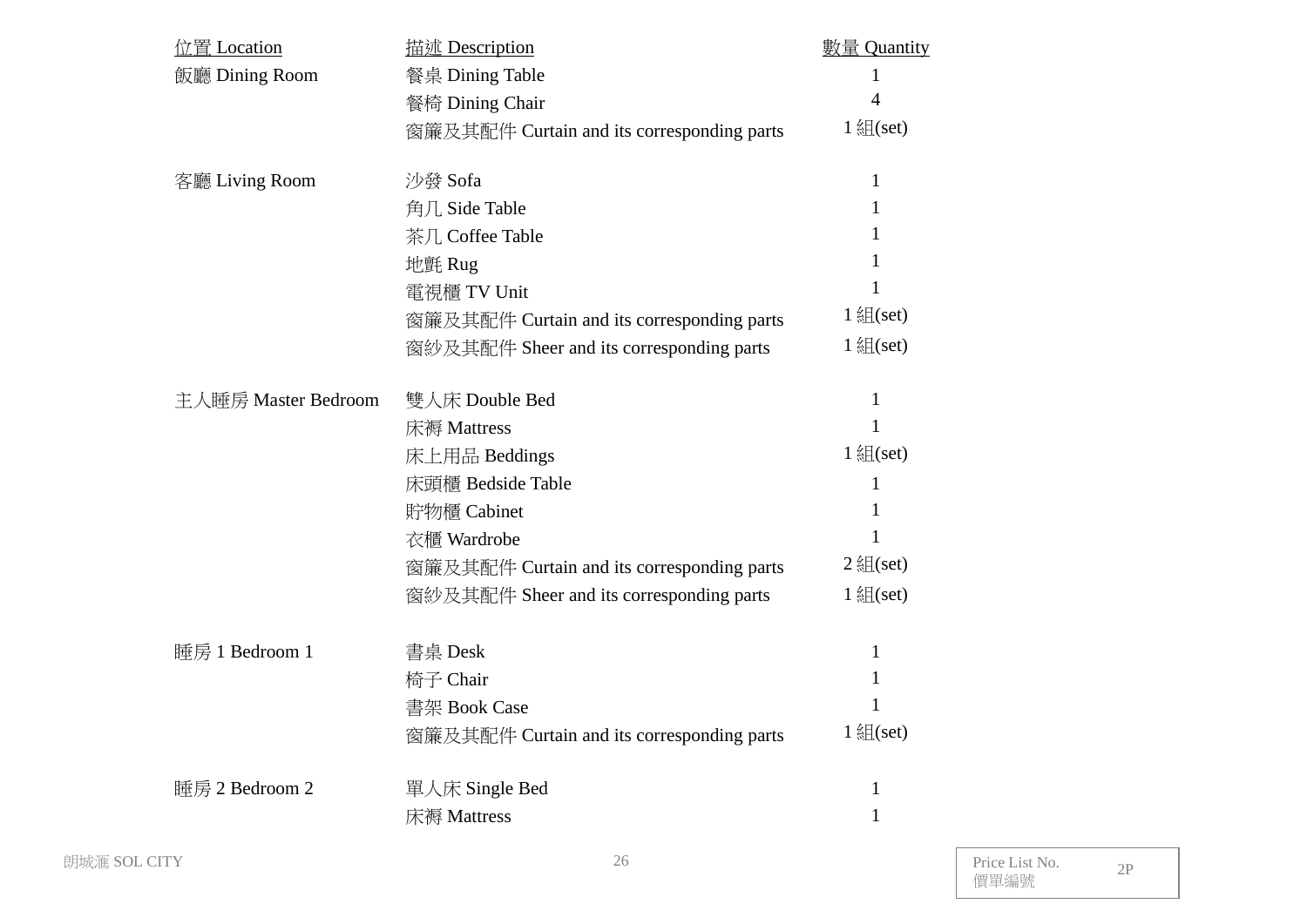| 位置 Location | 描述 Description | 數量 Quantity |
|---|---|---|
| 飯廳 Dining Room | 餐桌 Dining Table | 1 |
| | 餐椅 Dining Chair | 4 |
| | 窗簾及其配件 Curtain and its corresponding parts | 1 組(set) |
| 客廳 Living Room | 沙發 Sofa | 1 |
| | 角几 Side Table | 1 |
| | 茶几 Coffee Table | 1 |
| | 地氈 Rug | 1 |
| | 電視櫃 TV Unit | 1 |
| | 窗簾及其配件 Curtain and its corresponding parts | 1 組(set) |
| | 窗紗及其配件 Sheer and its corresponding parts | 1 組(set) |
| 主人睡房 Master Bedroom | 雙人床 Double Bed | 1 |
| | 床褥 Mattress | 1 |
| | 床上用品 Beddings | 1 組(set) |
| | 床頭櫃 Bedside Table | 1 |
| | 貯物櫃 Cabinet | 1 |
| | 衣櫃 Wardrobe | 1 |
| | 窗簾及其配件 Curtain and its corresponding parts | 2 組(set) |
| | 窗紗及其配件 Sheer and its corresponding parts | 1 組(set) |
| 睡房 1 Bedroom 1 | 書桌 Desk | 1 |
| | 椅子 Chair | 1 |
| | 書架 Book Case | 1 |
| | 窗簾及其配件 Curtain and its corresponding parts | 1 組(set) |
| 睡房 2 Bedroom 2 | 單人床 Single Bed | 1 |
| | 床褥 Mattress | 1 |

Price List No. 價單編號 2P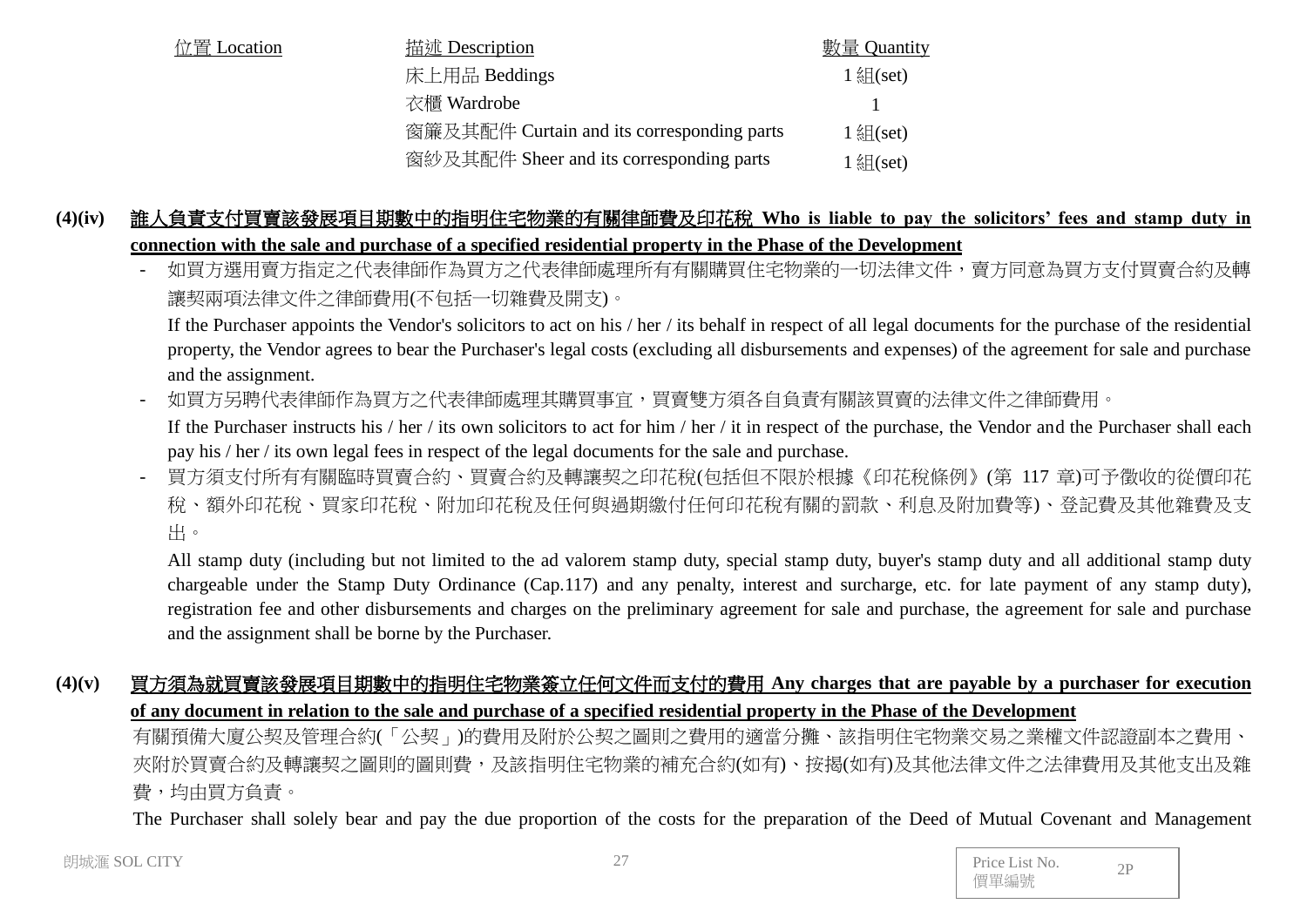| 位置 Location | 描述 Description | 數量 Quantity |
|---|---|---|
| | 床上用品 Beddings | 1 組(set) |
| | 衣櫃 Wardrobe | 1 |
| | 窗簾及其配件 Curtain and its corresponding parts | 1 組(set) |
| | 窗紗及其配件 Sheer and its corresponding parts | 1 組(set) |

**(4)(iv) 誰人負責支付買賣該發展項目期數中的指明住宅物業的有關律師費及印花稅 Who is liable to pay the solicitors' fees and stamp duty in connection with the sale and purchase of a specified residential property in the Phase of the Development**

- 如買方選用賣方指定之代表律師作為買方之代表律師處理所有有關購買住宅物業的一切法律文件，賣方同意為買方支付買賣合約及轉讓契兩項法律文件之律師費用(不包括一切雜費及開支)。

  If the Purchaser appoints the Vendor's solicitors to act on his / her / its behalf in respect of all legal documents for the purchase of the residential property, the Vendor agrees to bear the Purchaser's legal costs (excluding all disbursements and expenses) of the agreement for sale and purchase and the assignment.

- 如買方另聘代表律師作為買方之代表律師處理其購買事宜，買賣雙方須各自負責有關該買賣的法律文件之律師費用。

  If the Purchaser instructs his / her / its own solicitors to act for him / her / it in respect of the purchase, the Vendor and the Purchaser shall each pay his / her / its own legal fees in respect of the legal documents for the sale and purchase.

- 買方須支付所有有關臨時買賣合約、買賣合約及轉讓契之印花稅(包括但不限於根據《印花稅條例》(第 117 章)可予徵收的從價印花稅、額外印花稅、買家印花稅、附加印花稅及任何與過期繳付任何印花稅有關的罰款、利息及附加費等)、登記費及其他雜費及支出。

  All stamp duty (including but not limited to the ad valorem stamp duty, special stamp duty, buyer's stamp duty and all additional stamp duty chargeable under the Stamp Duty Ordinance (Cap.117) and any penalty, interest and surcharge, etc. for late payment of any stamp duty), registration fee and other disbursements and charges on the preliminary agreement for sale and purchase, the agreement for sale and purchase and the assignment shall be borne by the Purchaser.

**(4)(v) 買方須為就買賣該發展項目期數中的指明住宅物業簽立任何文件而支付的費用 Any charges that are payable by a purchaser for execution of any document in relation to the sale and purchase of a specified residential property in the Phase of the Development**

有關預備大廈公契及管理合約(「公契」)的費用及附於公契之圖則之費用的適當分攤、該指明住宅物業交易之業權文件認證副本之費用、夾附於買賣合約及轉讓契之圖則的圖則費，及該指明住宅物業的補充合約(如有)、按揭(如有)及其他法律文件之法律費用及其他支出及雜費，均由買方負責。

The Purchaser shall solely bear and pay the due proportion of the costs for the preparation of the Deed of Mutual Covenant and Management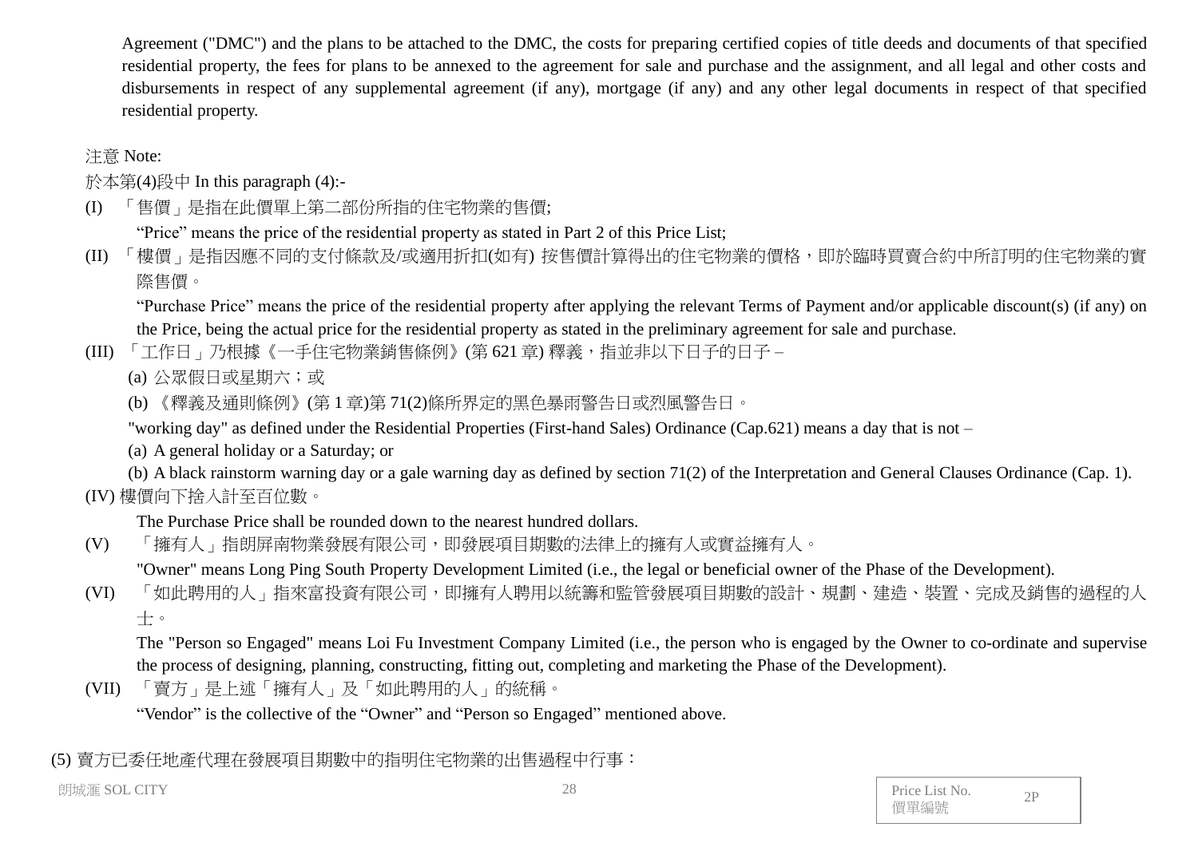Agreement ("DMC") and the plans to be attached to the DMC, the costs for preparing certified copies of title deeds and documents of that specified residential property, the fees for plans to be annexed to the agreement for sale and purchase and the assignment, and all legal and other costs and disbursements in respect of any supplemental agreement (if any), mortgage (if any) and any other legal documents in respect of that specified residential property.

注意 Note:

於本第(4)段中 In this paragraph (4):-

(I) 「售價」是指在此價單上第二部份所指的住宅物業的售價;

“Price” means the price of the residential property as stated in Part 2 of this Price List;

(II) 「樓價」是指因應不同的支付條款及/或適用折扣(如有) 按售價計算得出的住宅物業的價格，即於臨時買賣合約中所訂明的住宅物業的實際售價。

“Purchase Price” means the price of the residential property after applying the relevant Terms of Payment and/or applicable discount(s) (if any) on the Price, being the actual price for the residential property as stated in the preliminary agreement for sale and purchase.

(III) 「工作日」乃根據《一手住宅物業銷售條例》(第 621 章) 釋義，指並非以下日子的日子 –

(a) 公眾假日或星期六；或

(b) 《釋義及通則條例》(第 1 章)第 71(2)條所界定的黑色暴雨警告日或烈風警告日。

"working day" as defined under the Residential Properties (First-hand Sales) Ordinance (Cap.621) means a day that is not –

(a) A general holiday or a Saturday; or

(b) A black rainstorm warning day or a gale warning day as defined by section 71(2) of the Interpretation and General Clauses Ordinance (Cap. 1).

(IV) 樓價向下捨入計至百位數。

The Purchase Price shall be rounded down to the nearest hundred dollars.

(V) 「擁有人」指朗屏南物業發展有限公司，即發展項目期數的法律上的擁有人或實益擁有人。

"Owner" means Long Ping South Property Development Limited (i.e., the legal or beneficial owner of the Phase of the Development).

(VI) 「如此聘用的人」指來富投資有限公司，即擁有人聘用以統籌和監管發展項目期數的設計、規劃、建造、裝置、完成及銷售的過程的人士。

The "Person so Engaged" means Loi Fu Investment Company Limited (i.e., the person who is engaged by the Owner to co-ordinate and supervise the process of designing, planning, constructing, fitting out, completing and marketing the Phase of the Development).

(VII) 「賣方」是上述「擁有人」及「如此聘用的人」的統稱。

“Vendor” is the collective of the “Owner” and “Person so Engaged” mentioned above.

(5) 賣方已委任地產代理在發展項目期數中的指明住宅物業的出售過程中行事：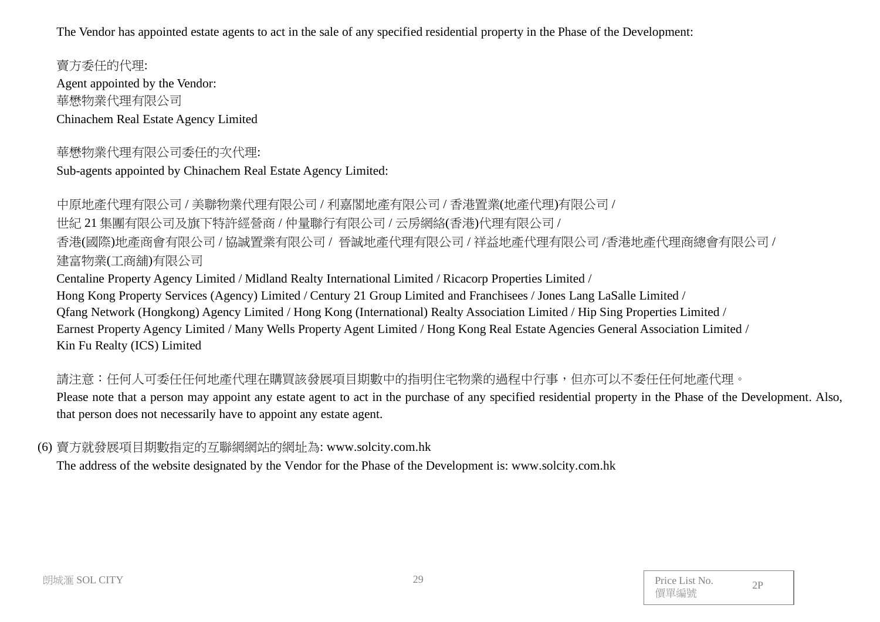The Vendor has appointed estate agents to act in the sale of any specified residential property in the Phase of the Development:

賣方委任的代理:
Agent appointed by the Vendor:
華懋物業代理有限公司
Chinachem Real Estate Agency Limited

華懋物業代理有限公司委任的次代理:
Sub-agents appointed by Chinachem Real Estate Agency Limited:

中原地產代理有限公司 / 美聯物業代理有限公司 / 利嘉閣地產有限公司 / 香港置業(地產代理)有限公司 /
世紀 21 集團有限公司及旗下特許經營商 / 仲量聯行有限公司 / 云房網絡(香港)代理有限公司 /
香港(國際)地產商會有限公司 / 協誠置業有限公司 / 晉誠地產代理有限公司 / 祥益地產代理有限公司 /香港地產代理商總會有限公司 /
建富物業(工商舖)有限公司
Centaline Property Agency Limited / Midland Realty International Limited / Ricacorp Properties Limited /
Hong Kong Property Services (Agency) Limited / Century 21 Group Limited and Franchisees / Jones Lang LaSalle Limited /
Qfang Network (Hongkong) Agency Limited / Hong Kong (International) Realty Association Limited / Hip Sing Properties Limited /
Earnest Property Agency Limited / Many Wells Property Agent Limited / Hong Kong Real Estate Agencies General Association Limited /
Kin Fu Realty (ICS) Limited

請注意：任何人可委任任何地產代理在購買該發展項目期數中的指明住宅物業的過程中行事，但亦可以不委任任何地產代理。
Please note that a person may appoint any estate agent to act in the purchase of any specified residential property in the Phase of the Development. Also, that person does not necessarily have to appoint any estate agent.

(6) 賣方就發展項目期數指定的互聯網網站的網址為: www.solcity.com.hk
The address of the website designated by the Vendor for the Phase of the Development is: www.solcity.com.hk